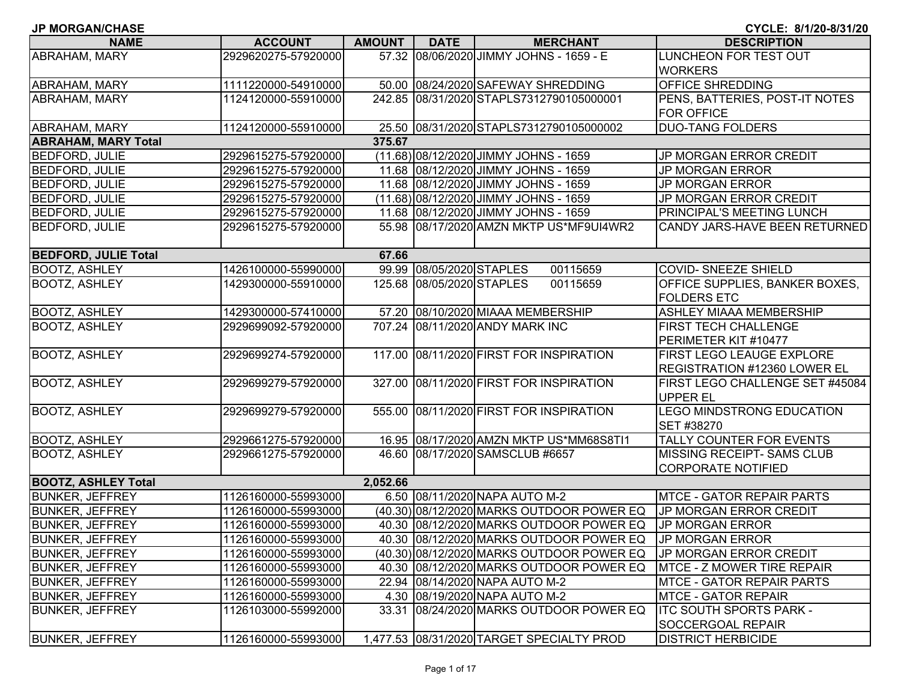**JP MORGAN/CHASE** **CYCLE: 8/1/20-8/31/20**

| NAME | ACCOUNT | AMOUNT | DATE | MERCHANT | DESCRIPTION |
|---|---|---|---|---|---|
| ABRAHAM, MARY | 2929620275-57920000 | 57.32 | 08/06/2020 | JIMMY JOHNS - 1659 - E | LUNCHEON FOR TEST OUT WORKERS |
| ABRAHAM, MARY | 1111220000-54910000 | 50.00 | 08/24/2020 | SAFEWAY SHREDDING | OFFICE SHREDDING |
| ABRAHAM, MARY | 1124120000-55910000 | 242.85 | 08/31/2020 | STAPLS7312790105000001 | PENS, BATTERIES, POST-IT NOTES FOR OFFICE |
| ABRAHAM, MARY | 1124120000-55910000 | 25.50 | 08/31/2020 | STAPLS7312790105000002 | DUO-TANG FOLDERS |
| **ABRAHAM, MARY Total** | | **375.67** | | | |
| BEDFORD, JULIE | 2929615275-57920000 | (11.68) | 08/12/2020 | JIMMY JOHNS - 1659 | JP MORGAN ERROR CREDIT |
| BEDFORD, JULIE | 2929615275-57920000 | 11.68 | 08/12/2020 | JIMMY JOHNS - 1659 | JP MORGAN ERROR |
| BEDFORD, JULIE | 2929615275-57920000 | 11.68 | 08/12/2020 | JIMMY JOHNS - 1659 | JP MORGAN ERROR |
| BEDFORD, JULIE | 2929615275-57920000 | (11.68) | 08/12/2020 | JIMMY JOHNS - 1659 | JP MORGAN ERROR CREDIT |
| BEDFORD, JULIE | 2929615275-57920000 | 11.68 | 08/12/2020 | JIMMY JOHNS - 1659 | PRINCIPAL'S MEETING LUNCH |
| BEDFORD, JULIE | 2929615275-57920000 | 55.98 | 08/17/2020 | AMZN MKTP US*MF9UI4WR2 | CANDY JARS-HAVE BEEN RETURNED |
| **BEDFORD, JULIE Total** | | **67.66** | | | |
| BOOTZ, ASHLEY | 1426100000-55990000 | 99.99 | 08/05/2020 | STAPLES 00115659 | COVID- SNEEZE SHIELD |
| BOOTZ, ASHLEY | 1429300000-55910000 | 125.68 | 08/05/2020 | STAPLES 00115659 | OFFICE SUPPLIES, BANKER BOXES, FOLDERS ETC |
| BOOTZ, ASHLEY | 1429300000-57410000 | 57.20 | 08/10/2020 | MIAAA MEMBERSHIP | ASHLEY MIAAA MEMBERSHIP |
| BOOTZ, ASHLEY | 2929699092-57920000 | 707.24 | 08/11/2020 | ANDY MARK INC | FIRST TECH CHALLENGE PERIMETER KIT #10477 |
| BOOTZ, ASHLEY | 2929699274-57920000 | 117.00 | 08/11/2020 | FIRST FOR INSPIRATION | FIRST LEGO LEAUGE EXPLORE REGISTRATION #12360 LOWER EL |
| BOOTZ, ASHLEY | 2929699279-57920000 | 327.00 | 08/11/2020 | FIRST FOR INSPIRATION | FIRST LEGO CHALLENGE SET #45084 UPPER EL |
| BOOTZ, ASHLEY | 2929699279-57920000 | 555.00 | 08/11/2020 | FIRST FOR INSPIRATION | LEGO MINDSTRONG EDUCATION SET #38270 |
| BOOTZ, ASHLEY | 2929661275-57920000 | 16.95 | 08/17/2020 | AMZN MKTP US*MM68S8TI1 | TALLY COUNTER FOR EVENTS |
| BOOTZ, ASHLEY | 2929661275-57920000 | 46.60 | 08/17/2020 | SAMSCLUB #6657 | MISSING RECEIPT- SAMS CLUB CORPORATE NOTIFIED |
| **BOOTZ, ASHLEY Total** | | **2,052.66** | | | |
| BUNKER, JEFFREY | 1126160000-55993000 | 6.50 | 08/11/2020 | NAPA AUTO M-2 | MTCE - GATOR REPAIR PARTS |
| BUNKER, JEFFREY | 1126160000-55993000 | (40.30) | 08/12/2020 | MARKS OUTDOOR POWER EQ | JP MORGAN ERROR CREDIT |
| BUNKER, JEFFREY | 1126160000-55993000 | 40.30 | 08/12/2020 | MARKS OUTDOOR POWER EQ | JP MORGAN ERROR |
| BUNKER, JEFFREY | 1126160000-55993000 | 40.30 | 08/12/2020 | MARKS OUTDOOR POWER EQ | JP MORGAN ERROR |
| BUNKER, JEFFREY | 1126160000-55993000 | (40.30) | 08/12/2020 | MARKS OUTDOOR POWER EQ | JP MORGAN ERROR CREDIT |
| BUNKER, JEFFREY | 1126160000-55993000 | 40.30 | 08/12/2020 | MARKS OUTDOOR POWER EQ | MTCE - Z MOWER TIRE REPAIR |
| BUNKER, JEFFREY | 1126160000-55993000 | 22.94 | 08/14/2020 | NAPA AUTO M-2 | MTCE - GATOR REPAIR PARTS |
| BUNKER, JEFFREY | 1126160000-55993000 | 4.30 | 08/19/2020 | NAPA AUTO M-2 | MTCE - GATOR REPAIR |
| BUNKER, JEFFREY | 1126103000-55992000 | 33.31 | 08/24/2020 | MARKS OUTDOOR POWER EQ | ITC SOUTH SPORTS PARK - SOCCERGOAL REPAIR |
| BUNKER, JEFFREY | 1126160000-55993000 | 1,477.53 | 08/31/2020 | TARGET SPECIALTY PROD | DISTRICT HERBICIDE |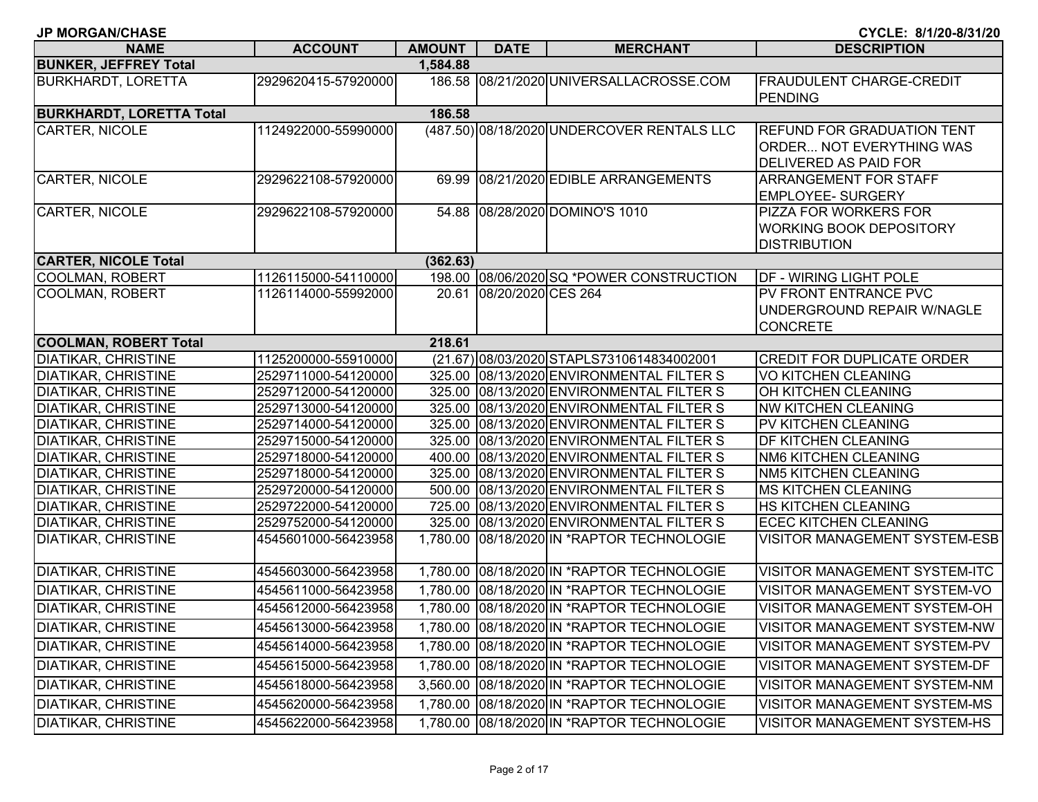JP MORGAN/CHASE CYCLE: 8/1/20-8/31/20

| NAME | ACCOUNT | AMOUNT | DATE | MERCHANT | DESCRIPTION |
|---|---|---|---|---|---|
| **BUNKER, JEFFREY Total** | | **1,584.88** | | | |
| BURKHARDT, LORETTA | 2929620415-57920000 | 186.58 | 08/21/2020 | UNIVERSALLACROSSE.COM | FRAUDULENT CHARGE-CREDIT PENDING |
| **BURKHARDT, LORETTA Total** | | **186.58** | | | |
| CARTER, NICOLE | 1124922000-55990000 | (487.50) | 08/18/2020 | UNDERCOVER RENTALS LLC | REFUND FOR GRADUATION TENT ORDER... NOT EVERYTHING WAS DELIVERED AS PAID FOR |
| CARTER, NICOLE | 2929622108-57920000 | 69.99 | 08/21/2020 | EDIBLE ARRANGEMENTS | ARRANGEMENT FOR STAFF EMPLOYEE- SURGERY |
| CARTER, NICOLE | 2929622108-57920000 | 54.88 | 08/28/2020 | DOMINO'S 1010 | PIZZA FOR WORKERS FOR WORKING BOOK DEPOSITORY DISTRIBUTION |
| **CARTER, NICOLE Total** | | **(362.63)** | | | |
| COOLMAN, ROBERT | 1126115000-54110000 | 198.00 | 08/06/2020 | SQ *POWER CONSTRUCTION | DF - WIRING LIGHT POLE |
| COOLMAN, ROBERT | 1126114000-55992000 | 20.61 | 08/20/2020 | CES 264 | PV FRONT ENTRANCE PVC UNDERGROUND REPAIR W/NAGLE CONCRETE |
| **COOLMAN, ROBERT Total** | | **218.61** | | | |
| DIATIKAR, CHRISTINE | 1125200000-55910000 | (21.67) | 08/03/2020 | STAPLS7310614834002001 | CREDIT FOR DUPLICATE ORDER |
| DIATIKAR, CHRISTINE | 2529711000-54120000 | 325.00 | 08/13/2020 | ENVIRONMENTAL FILTER S | VO KITCHEN CLEANING |
| DIATIKAR, CHRISTINE | 2529712000-54120000 | 325.00 | 08/13/2020 | ENVIRONMENTAL FILTER S | OH KITCHEN CLEANING |
| DIATIKAR, CHRISTINE | 2529713000-54120000 | 325.00 | 08/13/2020 | ENVIRONMENTAL FILTER S | NW KITCHEN CLEANING |
| DIATIKAR, CHRISTINE | 2529714000-54120000 | 325.00 | 08/13/2020 | ENVIRONMENTAL FILTER S | PV KITCHEN CLEANING |
| DIATIKAR, CHRISTINE | 2529715000-54120000 | 325.00 | 08/13/2020 | ENVIRONMENTAL FILTER S | DF KITCHEN CLEANING |
| DIATIKAR, CHRISTINE | 2529718000-54120000 | 400.00 | 08/13/2020 | ENVIRONMENTAL FILTER S | NM6 KITCHEN CLEANING |
| DIATIKAR, CHRISTINE | 2529718000-54120000 | 325.00 | 08/13/2020 | ENVIRONMENTAL FILTER S | NM5 KITCHEN CLEANING |
| DIATIKAR, CHRISTINE | 2529720000-54120000 | 500.00 | 08/13/2020 | ENVIRONMENTAL FILTER S | MS KITCHEN CLEANING |
| DIATIKAR, CHRISTINE | 2529722000-54120000 | 725.00 | 08/13/2020 | ENVIRONMENTAL FILTER S | HS KITCHEN CLEANING |
| DIATIKAR, CHRISTINE | 2529752000-54120000 | 325.00 | 08/13/2020 | ENVIRONMENTAL FILTER S | ECEC KITCHEN CLEANING |
| DIATIKAR, CHRISTINE | 4545601000-56423958 | 1,780.00 | 08/18/2020 | IN *RAPTOR TECHNOLOGIE | VISITOR MANAGEMENT SYSTEM-ESB |
| DIATIKAR, CHRISTINE | 4545603000-56423958 | 1,780.00 | 08/18/2020 | IN *RAPTOR TECHNOLOGIE | VISITOR MANAGEMENT SYSTEM-ITC |
| DIATIKAR, CHRISTINE | 4545611000-56423958 | 1,780.00 | 08/18/2020 | IN *RAPTOR TECHNOLOGIE | VISITOR MANAGEMENT SYSTEM-VO |
| DIATIKAR, CHRISTINE | 4545612000-56423958 | 1,780.00 | 08/18/2020 | IN *RAPTOR TECHNOLOGIE | VISITOR MANAGEMENT SYSTEM-OH |
| DIATIKAR, CHRISTINE | 4545613000-56423958 | 1,780.00 | 08/18/2020 | IN *RAPTOR TECHNOLOGIE | VISITOR MANAGEMENT SYSTEM-NW |
| DIATIKAR, CHRISTINE | 4545614000-56423958 | 1,780.00 | 08/18/2020 | IN *RAPTOR TECHNOLOGIE | VISITOR MANAGEMENT SYSTEM-PV |
| DIATIKAR, CHRISTINE | 4545615000-56423958 | 1,780.00 | 08/18/2020 | IN *RAPTOR TECHNOLOGIE | VISITOR MANAGEMENT SYSTEM-DF |
| DIATIKAR, CHRISTINE | 4545618000-56423958 | 3,560.00 | 08/18/2020 | IN *RAPTOR TECHNOLOGIE | VISITOR MANAGEMENT SYSTEM-NM |
| DIATIKAR, CHRISTINE | 4545620000-56423958 | 1,780.00 | 08/18/2020 | IN *RAPTOR TECHNOLOGIE | VISITOR MANAGEMENT SYSTEM-MS |
| DIATIKAR, CHRISTINE | 4545622000-56423958 | 1,780.00 | 08/18/2020 | IN *RAPTOR TECHNOLOGIE | VISITOR MANAGEMENT SYSTEM-HS |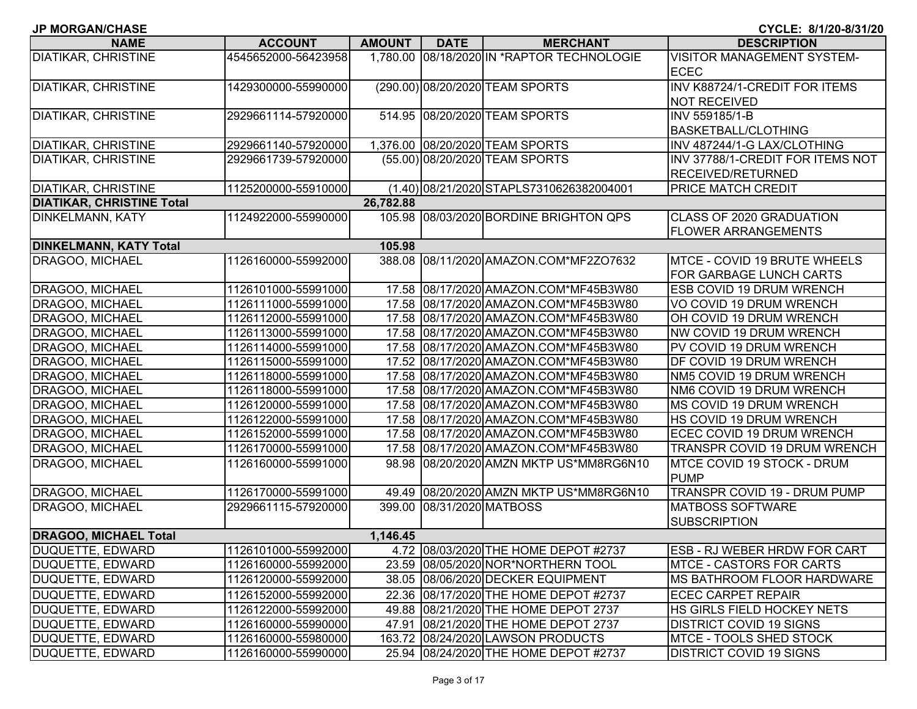**JP MORGAN/CHASE** **CYCLE: 8/1/20-8/31/20**

| NAME | ACCOUNT | AMOUNT | DATE | MERCHANT | DESCRIPTION |
|---|---|---|---|---|---|
| DIATIKAR, CHRISTINE | 4545652000-56423958 | 1,780.00 | 08/18/2020 | IN *RAPTOR TECHNOLOGIE | VISITOR MANAGEMENT SYSTEM-ECEC |
| DIATIKAR, CHRISTINE | 1429300000-55990000 | (290.00) | 08/20/2020 | TEAM SPORTS | INV K88724/1-CREDIT FOR ITEMS NOT RECEIVED |
| DIATIKAR, CHRISTINE | 2929661114-57920000 | 514.95 | 08/20/2020 | TEAM SPORTS | INV 559185/1-B BASKETBALL/CLOTHING |
| DIATIKAR, CHRISTINE | 2929661140-57920000 | 1,376.00 | 08/20/2020 | TEAM SPORTS | INV 487244/1-G LAX/CLOTHING |
| DIATIKAR, CHRISTINE | 2929661739-57920000 | (55.00) | 08/20/2020 | TEAM SPORTS | INV 37788/1-CREDIT FOR ITEMS NOT RECEIVED/RETURNED |
| DIATIKAR, CHRISTINE | 1125200000-55910000 | (1.40) | 08/21/2020 | STAPLS7310626382004001 | PRICE MATCH CREDIT |
| **DIATIKAR, CHRISTINE Total** | | **26,782.88** | | | |
| DINKELMANN, KATY | 1124922000-55990000 | 105.98 | 08/03/2020 | BORDINE BRIGHTON QPS | CLASS OF 2020 GRADUATION FLOWER ARRANGEMENTS |
| **DINKELMANN, KATY Total** | | **105.98** | | | |
| DRAGOO, MICHAEL | 1126160000-55992000 | 388.08 | 08/11/2020 | AMAZON.COM*MF2ZO7632 | MTCE - COVID 19 BRUTE WHEELS FOR GARBAGE LUNCH CARTS |
| DRAGOO, MICHAEL | 1126101000-55991000 | 17.58 | 08/17/2020 | AMAZON.COM*MF45B3W80 | ESB COVID 19 DRUM WRENCH |
| DRAGOO, MICHAEL | 1126111000-55991000 | 17.58 | 08/17/2020 | AMAZON.COM*MF45B3W80 | VO COVID 19 DRUM WRENCH |
| DRAGOO, MICHAEL | 1126112000-55991000 | 17.58 | 08/17/2020 | AMAZON.COM*MF45B3W80 | OH COVID 19 DRUM WRENCH |
| DRAGOO, MICHAEL | 1126113000-55991000 | 17.58 | 08/17/2020 | AMAZON.COM*MF45B3W80 | NW COVID 19 DRUM WRENCH |
| DRAGOO, MICHAEL | 1126114000-55991000 | 17.58 | 08/17/2020 | AMAZON.COM*MF45B3W80 | PV COVID 19 DRUM WRENCH |
| DRAGOO, MICHAEL | 1126115000-55991000 | 17.52 | 08/17/2020 | AMAZON.COM*MF45B3W80 | DF COVID 19 DRUM WRENCH |
| DRAGOO, MICHAEL | 1126118000-55991000 | 17.58 | 08/17/2020 | AMAZON.COM*MF45B3W80 | NM5 COVID 19 DRUM WRENCH |
| DRAGOO, MICHAEL | 1126118000-55991000 | 17.58 | 08/17/2020 | AMAZON.COM*MF45B3W80 | NM6 COVID 19 DRUM WRENCH |
| DRAGOO, MICHAEL | 1126120000-55991000 | 17.58 | 08/17/2020 | AMAZON.COM*MF45B3W80 | MS COVID 19 DRUM WRENCH |
| DRAGOO, MICHAEL | 1126122000-55991000 | 17.58 | 08/17/2020 | AMAZON.COM*MF45B3W80 | HS COVID 19 DRUM WRENCH |
| DRAGOO, MICHAEL | 1126152000-55991000 | 17.58 | 08/17/2020 | AMAZON.COM*MF45B3W80 | ECEC COVID 19 DRUM WRENCH |
| DRAGOO, MICHAEL | 1126170000-55991000 | 17.58 | 08/17/2020 | AMAZON.COM*MF45B3W80 | TRANSPR COVID 19 DRUM WRENCH |
| DRAGOO, MICHAEL | 1126160000-55991000 | 98.98 | 08/20/2020 | AMZN MKTP US*MM8RG6N10 | MTCE COVID 19 STOCK - DRUM PUMP |
| DRAGOO, MICHAEL | 1126170000-55991000 | 49.49 | 08/20/2020 | AMZN MKTP US*MM8RG6N10 | TRANSPR COVID 19 - DRUM PUMP |
| DRAGOO, MICHAEL | 2929661115-57920000 | 399.00 | 08/31/2020 | MATBOSS | MATBOSS SOFTWARE SUBSCRIPTION |
| **DRAGOO, MICHAEL Total** | | **1,146.45** | | | |
| DUQUETTE, EDWARD | 1126101000-55992000 | 4.72 | 08/03/2020 | THE HOME DEPOT #2737 | ESB - RJ WEBER HRDW FOR CART |
| DUQUETTE, EDWARD | 1126160000-55992000 | 23.59 | 08/05/2020 | NOR*NORTHERN TOOL | MTCE - CASTORS FOR CARTS |
| DUQUETTE, EDWARD | 1126120000-55992000 | 38.05 | 08/06/2020 | DECKER EQUIPMENT | MS BATHROOM FLOOR HARDWARE |
| DUQUETTE, EDWARD | 1126152000-55992000 | 22.36 | 08/17/2020 | THE HOME DEPOT #2737 | ECEC CARPET REPAIR |
| DUQUETTE, EDWARD | 1126122000-55992000 | 49.88 | 08/21/2020 | THE HOME DEPOT 2737 | HS GIRLS FIELD HOCKEY NETS |
| DUQUETTE, EDWARD | 1126160000-55990000 | 47.91 | 08/21/2020 | THE HOME DEPOT 2737 | DISTRICT COVID 19 SIGNS |
| DUQUETTE, EDWARD | 1126160000-55980000 | 163.72 | 08/24/2020 | LAWSON PRODUCTS | MTCE - TOOLS SHED STOCK |
| DUQUETTE, EDWARD | 1126160000-55990000 | 25.94 | 08/24/2020 | THE HOME DEPOT #2737 | DISTRICT COVID 19 SIGNS |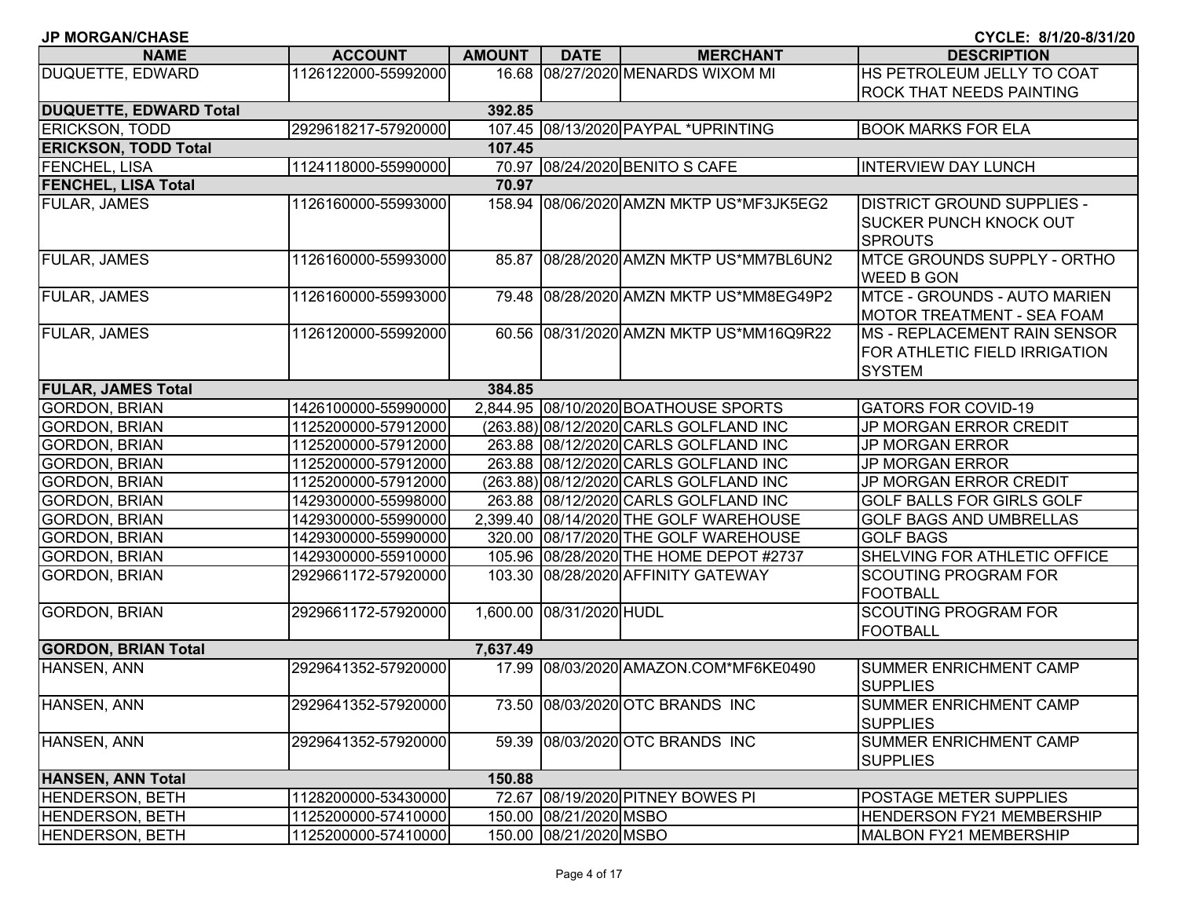JP MORGAN/CHASE CYCLE: 8/1/20-8/31/20

| NAME | ACCOUNT | AMOUNT | DATE | MERCHANT | DESCRIPTION |
|---|---|---|---|---|---|
| DUQUETTE, EDWARD | 1126122000-55992000 | 16.68 | 08/27/2020 | MENARDS WIXOM MI | HS PETROLEUM JELLY TO COAT ROCK THAT NEEDS PAINTING |
| **DUQUETTE, EDWARD Total** | | **392.85** | | | |
| ERICKSON, TODD | 2929618217-57920000 | 107.45 | 08/13/2020 | PAYPAL *UPRINTING | BOOK MARKS FOR ELA |
| **ERICKSON, TODD Total** | | **107.45** | | | |
| FENCHEL, LISA | 1124118000-55990000 | 70.97 | 08/24/2020 | BENITO S CAFE | INTERVIEW DAY LUNCH |
| **FENCHEL, LISA Total** | | **70.97** | | | |
| FULAR, JAMES | 1126160000-55993000 | 158.94 | 08/06/2020 | AMZN MKTP US*MF3JK5EG2 | DISTRICT GROUND SUPPLIES - SUCKER PUNCH KNOCK OUT SPROUTS |
| FULAR, JAMES | 1126160000-55993000 | 85.87 | 08/28/2020 | AMZN MKTP US*MM7BL6UN2 | MTCE GROUNDS SUPPLY - ORTHO WEED B GON |
| FULAR, JAMES | 1126160000-55993000 | 79.48 | 08/28/2020 | AMZN MKTP US*MM8EG49P2 | MTCE - GROUNDS - AUTO MARIEN MOTOR TREATMENT - SEA FOAM |
| FULAR, JAMES | 1126120000-55992000 | 60.56 | 08/31/2020 | AMZN MKTP US*MM16Q9R22 | MS - REPLACEMENT RAIN SENSOR FOR ATHLETIC FIELD IRRIGATION SYSTEM |
| **FULAR, JAMES Total** | | **384.85** | | | |
| GORDON, BRIAN | 1426100000-55990000 | 2,844.95 | 08/10/2020 | BOATHOUSE SPORTS | GATORS FOR COVID-19 |
| GORDON, BRIAN | 1125200000-57912000 | (263.88) | 08/12/2020 | CARLS GOLFLAND INC | JP MORGAN ERROR CREDIT |
| GORDON, BRIAN | 1125200000-57912000 | 263.88 | 08/12/2020 | CARLS GOLFLAND INC | JP MORGAN ERROR |
| GORDON, BRIAN | 1125200000-57912000 | 263.88 | 08/12/2020 | CARLS GOLFLAND INC | JP MORGAN ERROR |
| GORDON, BRIAN | 1125200000-57912000 | (263.88) | 08/12/2020 | CARLS GOLFLAND INC | JP MORGAN ERROR CREDIT |
| GORDON, BRIAN | 1429300000-55998000 | 263.88 | 08/12/2020 | CARLS GOLFLAND INC | GOLF BALLS FOR GIRLS GOLF |
| GORDON, BRIAN | 1429300000-55990000 | 2,399.40 | 08/14/2020 | THE GOLF WAREHOUSE | GOLF BAGS AND UMBRELLAS |
| GORDON, BRIAN | 1429300000-55990000 | 320.00 | 08/17/2020 | THE GOLF WAREHOUSE | GOLF BAGS |
| GORDON, BRIAN | 1429300000-55910000 | 105.96 | 08/28/2020 | THE HOME DEPOT #2737 | SHELVING FOR ATHLETIC OFFICE |
| GORDON, BRIAN | 2929661172-57920000 | 103.30 | 08/28/2020 | AFFINITY GATEWAY | SCOUTING PROGRAM FOR FOOTBALL |
| GORDON, BRIAN | 2929661172-57920000 | 1,600.00 | 08/31/2020 | HUDL | SCOUTING PROGRAM FOR FOOTBALL |
| **GORDON, BRIAN Total** | | **7,637.49** | | | |
| HANSEN, ANN | 2929641352-57920000 | 17.99 | 08/03/2020 | AMAZON.COM*MF6KE0490 | SUMMER ENRICHMENT CAMP SUPPLIES |
| HANSEN, ANN | 2929641352-57920000 | 73.50 | 08/03/2020 | OTC BRANDS INC | SUMMER ENRICHMENT CAMP SUPPLIES |
| HANSEN, ANN | 2929641352-57920000 | 59.39 | 08/03/2020 | OTC BRANDS INC | SUMMER ENRICHMENT CAMP SUPPLIES |
| **HANSEN, ANN Total** | | **150.88** | | | |
| HENDERSON, BETH | 1128200000-53430000 | 72.67 | 08/19/2020 | PITNEY BOWES PI | POSTAGE METER SUPPLIES |
| HENDERSON, BETH | 1125200000-57410000 | 150.00 | 08/21/2020 | MSBO | HENDERSON FY21 MEMBERSHIP |
| HENDERSON, BETH | 1125200000-57410000 | 150.00 | 08/21/2020 | MSBO | MALBON FY21 MEMBERSHIP |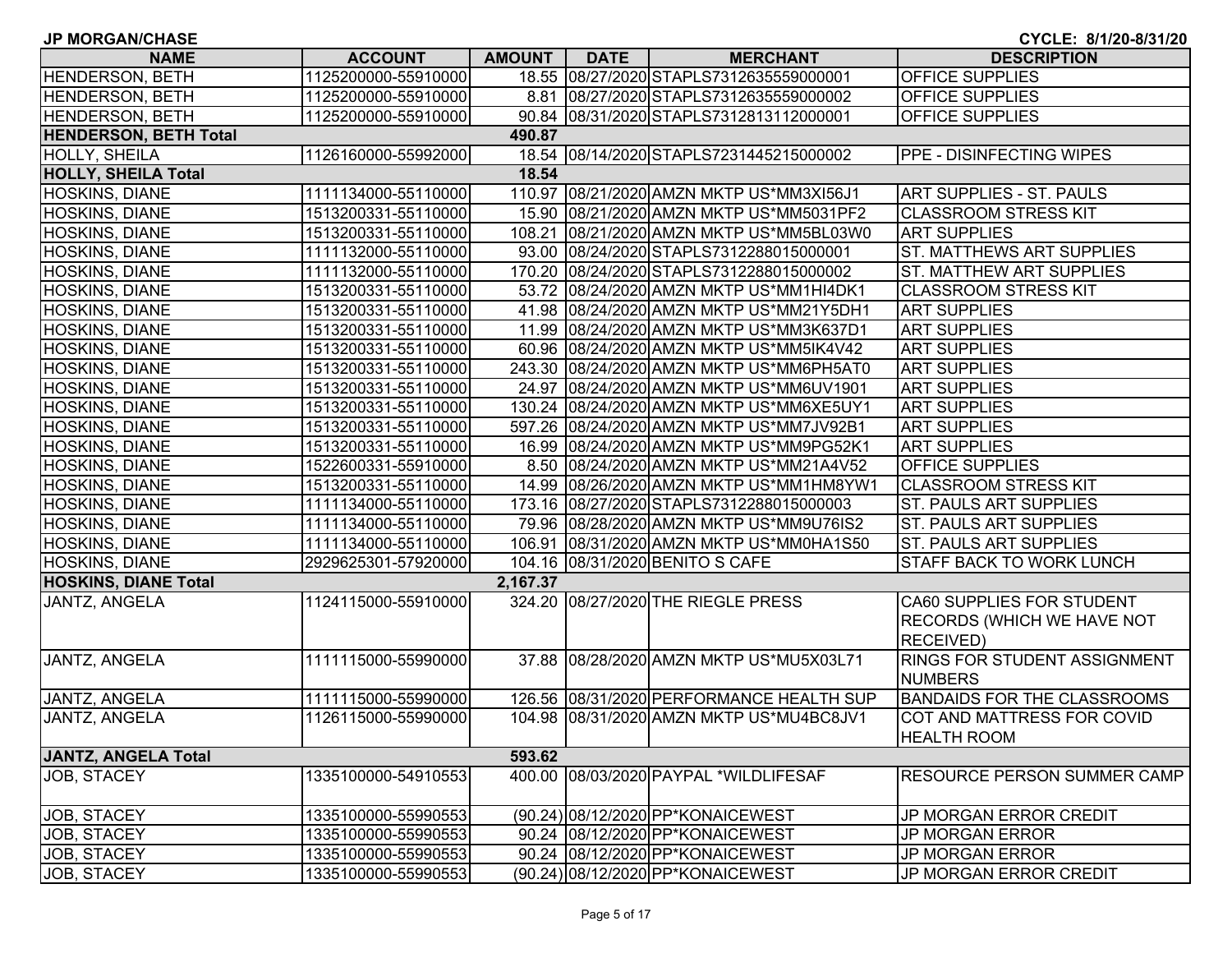JP MORGAN/CHASE

CYCLE: 8/1/20-8/31/20

| NAME | ACCOUNT | AMOUNT | DATE | MERCHANT | DESCRIPTION |
|---|---|---|---|---|---|
| HENDERSON, BETH | 1125200000-55910000 | 18.55 | 08/27/2020 | STAPLS7312635559000001 | OFFICE SUPPLIES |
| HENDERSON, BETH | 1125200000-55910000 | 8.81 | 08/27/2020 | STAPLS7312635559000002 | OFFICE SUPPLIES |
| HENDERSON, BETH | 1125200000-55910000 | 90.84 | 08/31/2020 | STAPLS7312813112000001 | OFFICE SUPPLIES |
| **HENDERSON, BETH Total** | | **490.87** | | | |
| HOLLY, SHEILA | 1126160000-55992000 | 18.54 | 08/14/2020 | STAPLS7231445215000002 | PPE - DISINFECTING WIPES |
| **HOLLY, SHEILA Total** | | **18.54** | | | |
| HOSKINS, DIANE | 1111134000-55110000 | 110.97 | 08/21/2020 | AMZN MKTP US*MM3XI56J1 | ART SUPPLIES - ST. PAULS |
| HOSKINS, DIANE | 1513200331-55110000 | 15.90 | 08/21/2020 | AMZN MKTP US*MM5031PF2 | CLASSROOM STRESS KIT |
| HOSKINS, DIANE | 1513200331-55110000 | 108.21 | 08/21/2020 | AMZN MKTP US*MM5BL03W0 | ART SUPPLIES |
| HOSKINS, DIANE | 1111132000-55110000 | 93.00 | 08/24/2020 | STAPLS7312288015000001 | ST. MATTHEWS ART SUPPLIES |
| HOSKINS, DIANE | 1111132000-55110000 | 170.20 | 08/24/2020 | STAPLS7312288015000002 | ST. MATTHEW ART SUPPLIES |
| HOSKINS, DIANE | 1513200331-55110000 | 53.72 | 08/24/2020 | AMZN MKTP US*MM1HI4DK1 | CLASSROOM STRESS KIT |
| HOSKINS, DIANE | 1513200331-55110000 | 41.98 | 08/24/2020 | AMZN MKTP US*MM21Y5DH1 | ART SUPPLIES |
| HOSKINS, DIANE | 1513200331-55110000 | 11.99 | 08/24/2020 | AMZN MKTP US*MM3K637D1 | ART SUPPLIES |
| HOSKINS, DIANE | 1513200331-55110000 | 60.96 | 08/24/2020 | AMZN MKTP US*MM5IK4V42 | ART SUPPLIES |
| HOSKINS, DIANE | 1513200331-55110000 | 243.30 | 08/24/2020 | AMZN MKTP US*MM6PH5AT0 | ART SUPPLIES |
| HOSKINS, DIANE | 1513200331-55110000 | 24.97 | 08/24/2020 | AMZN MKTP US*MM6UV1901 | ART SUPPLIES |
| HOSKINS, DIANE | 1513200331-55110000 | 130.24 | 08/24/2020 | AMZN MKTP US*MM6XE5UY1 | ART SUPPLIES |
| HOSKINS, DIANE | 1513200331-55110000 | 597.26 | 08/24/2020 | AMZN MKTP US*MM7JV92B1 | ART SUPPLIES |
| HOSKINS, DIANE | 1513200331-55110000 | 16.99 | 08/24/2020 | AMZN MKTP US*MM9PG52K1 | ART SUPPLIES |
| HOSKINS, DIANE | 1522600331-55910000 | 8.50 | 08/24/2020 | AMZN MKTP US*MM21A4V52 | OFFICE SUPPLIES |
| HOSKINS, DIANE | 1513200331-55110000 | 14.99 | 08/26/2020 | AMZN MKTP US*MM1HM8YW1 | CLASSROOM STRESS KIT |
| HOSKINS, DIANE | 1111134000-55110000 | 173.16 | 08/27/2020 | STAPLS7312288015000003 | ST. PAULS ART SUPPLIES |
| HOSKINS, DIANE | 1111134000-55110000 | 79.96 | 08/28/2020 | AMZN MKTP US*MM9U76IS2 | ST. PAULS ART SUPPLIES |
| HOSKINS, DIANE | 1111134000-55110000 | 106.91 | 08/31/2020 | AMZN MKTP US*MM0HA1S50 | ST. PAULS ART SUPPLIES |
| HOSKINS, DIANE | 2929625301-57920000 | 104.16 | 08/31/2020 | BENITO S CAFE | STAFF BACK TO WORK LUNCH |
| **HOSKINS, DIANE Total** | | **2,167.37** | | | |
| JANTZ, ANGELA | 1124115000-55910000 | 324.20 | 08/27/2020 | THE RIEGLE PRESS | CA60 SUPPLIES FOR STUDENT RECORDS (WHICH WE HAVE NOT RECEIVED) |
| JANTZ, ANGELA | 1111115000-55990000 | 37.88 | 08/28/2020 | AMZN MKTP US*MU5X03L71 | RINGS FOR STUDENT ASSIGNMENT NUMBERS |
| JANTZ, ANGELA | 1111115000-55990000 | 126.56 | 08/31/2020 | PERFORMANCE HEALTH SUP | BANDAIDS FOR THE CLASSROOMS |
| JANTZ, ANGELA | 1126115000-55990000 | 104.98 | 08/31/2020 | AMZN MKTP US*MU4BC8JV1 | COT AND MATTRESS FOR COVID HEALTH ROOM |
| **JANTZ, ANGELA Total** | | **593.62** | | | |
| JOB, STACEY | 1335100000-54910553 | 400.00 | 08/03/2020 | PAYPAL *WILDLIFESAF | RESOURCE PERSON SUMMER CAMP |
| JOB, STACEY | 1335100000-55990553 | (90.24) | 08/12/2020 | PP*KONAICEWEST | JP MORGAN ERROR CREDIT |
| JOB, STACEY | 1335100000-55990553 | 90.24 | 08/12/2020 | PP*KONAICEWEST | JP MORGAN ERROR |
| JOB, STACEY | 1335100000-55990553 | 90.24 | 08/12/2020 | PP*KONAICEWEST | JP MORGAN ERROR |
| JOB, STACEY | 1335100000-55990553 | (90.24) | 08/12/2020 | PP*KONAICEWEST | JP MORGAN ERROR CREDIT |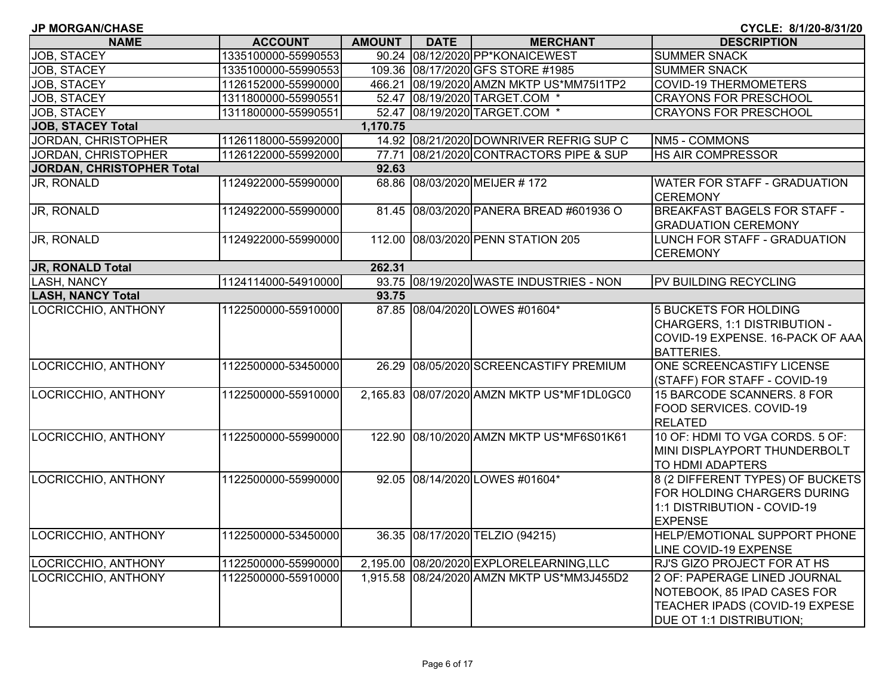JP MORGAN/CHASE

CYCLE: 8/1/20-8/31/20

| NAME | ACCOUNT | AMOUNT | DATE | MERCHANT | DESCRIPTION |
|---|---|---|---|---|---|
| JOB, STACEY | 1335100000-55990553 | 90.24 | 08/12/2020 | PP*KONAICEWEST | SUMMER SNACK |
| JOB, STACEY | 1335100000-55990553 | 109.36 | 08/17/2020 | GFS STORE #1985 | SUMMER SNACK |
| JOB, STACEY | 1126152000-55990000 | 466.21 | 08/19/2020 | AMZN MKTP US*MM75I1TP2 | COVID-19 THERMOMETERS |
| JOB, STACEY | 1311800000-55990551 | 52.47 | 08/19/2020 | TARGET.COM * | CRAYONS FOR PRESCHOOL |
| JOB, STACEY | 1311800000-55990551 | 52.47 | 08/19/2020 | TARGET.COM * | CRAYONS FOR PRESCHOOL |
| **JOB, STACEY Total** | | **1,170.75** | | | |
| JORDAN, CHRISTOPHER | 1126118000-55992000 | 14.92 | 08/21/2020 | DOWNRIVER REFRIG SUP C | NM5 - COMMONS |
| JORDAN, CHRISTOPHER | 1126122000-55992000 | 77.71 | 08/21/2020 | CONTRACTORS PIPE & SUP | HS AIR COMPRESSOR |
| **JORDAN, CHRISTOPHER Total** | | **92.63** | | | |
| JR, RONALD | 1124922000-55990000 | 68.86 | 08/03/2020 | MEIJER # 172 | WATER FOR STAFF - GRADUATION CEREMONY |
| JR, RONALD | 1124922000-55990000 | 81.45 | 08/03/2020 | PANERA BREAD #601936 O | BREAKFAST BAGELS FOR STAFF - GRADUATION CEREMONY |
| JR, RONALD | 1124922000-55990000 | 112.00 | 08/03/2020 | PENN STATION 205 | LUNCH FOR STAFF - GRADUATION CEREMONY |
| **JR, RONALD Total** | | **262.31** | | | |
| LASH, NANCY | 1124114000-54910000 | 93.75 | 08/19/2020 | WASTE INDUSTRIES - NON | PV BUILDING RECYCLING |
| **LASH, NANCY Total** | | **93.75** | | | |
| LOCRICCHIO, ANTHONY | 1122500000-55910000 | 87.85 | 08/04/2020 | LOWES #01604* | 5 BUCKETS FOR HOLDING CHARGERS, 1:1 DISTRIBUTION - COVID-19 EXPENSE. 16-PACK OF AAA BATTERIES. |
| LOCRICCHIO, ANTHONY | 1122500000-53450000 | 26.29 | 08/05/2020 | SCREENCASTIFY PREMIUM | ONE SCREENCASTIFY LICENSE (STAFF) FOR STAFF - COVID-19 |
| LOCRICCHIO, ANTHONY | 1122500000-55910000 | 2,165.83 | 08/07/2020 | AMZN MKTP US*MF1DL0GC0 | 15 BARCODE SCANNERS. 8 FOR FOOD SERVICES. COVID-19 RELATED |
| LOCRICCHIO, ANTHONY | 1122500000-55990000 | 122.90 | 08/10/2020 | AMZN MKTP US*MF6S01K61 | 10 OF: HDMI TO VGA CORDS. 5 OF: MINI DISPLAYPORT THUNDERBOLT TO HDMI ADAPTERS |
| LOCRICCHIO, ANTHONY | 1122500000-55990000 | 92.05 | 08/14/2020 | LOWES #01604* | 8 (2 DIFFERENT TYPES) OF BUCKETS FOR HOLDING CHARGERS DURING 1:1 DISTRIBUTION - COVID-19 EXPENSE |
| LOCRICCHIO, ANTHONY | 1122500000-53450000 | 36.35 | 08/17/2020 | TELZIO (94215) | HELP/EMOTIONAL SUPPORT PHONE LINE COVID-19 EXPENSE |
| LOCRICCHIO, ANTHONY | 1122500000-55990000 | 2,195.00 | 08/20/2020 | EXPLORELEARNING,LLC | RJ'S GIZO PROJECT FOR AT HS |
| LOCRICCHIO, ANTHONY | 1122500000-55910000 | 1,915.58 | 08/24/2020 | AMZN MKTP US*MM3J455D2 | 2 OF: PAPERAGE LINED JOURNAL NOTEBOOK, 85 IPAD CASES FOR TEACHER IPADS (COVID-19 EXPESE DUE OT 1:1 DISTRIBUTION; |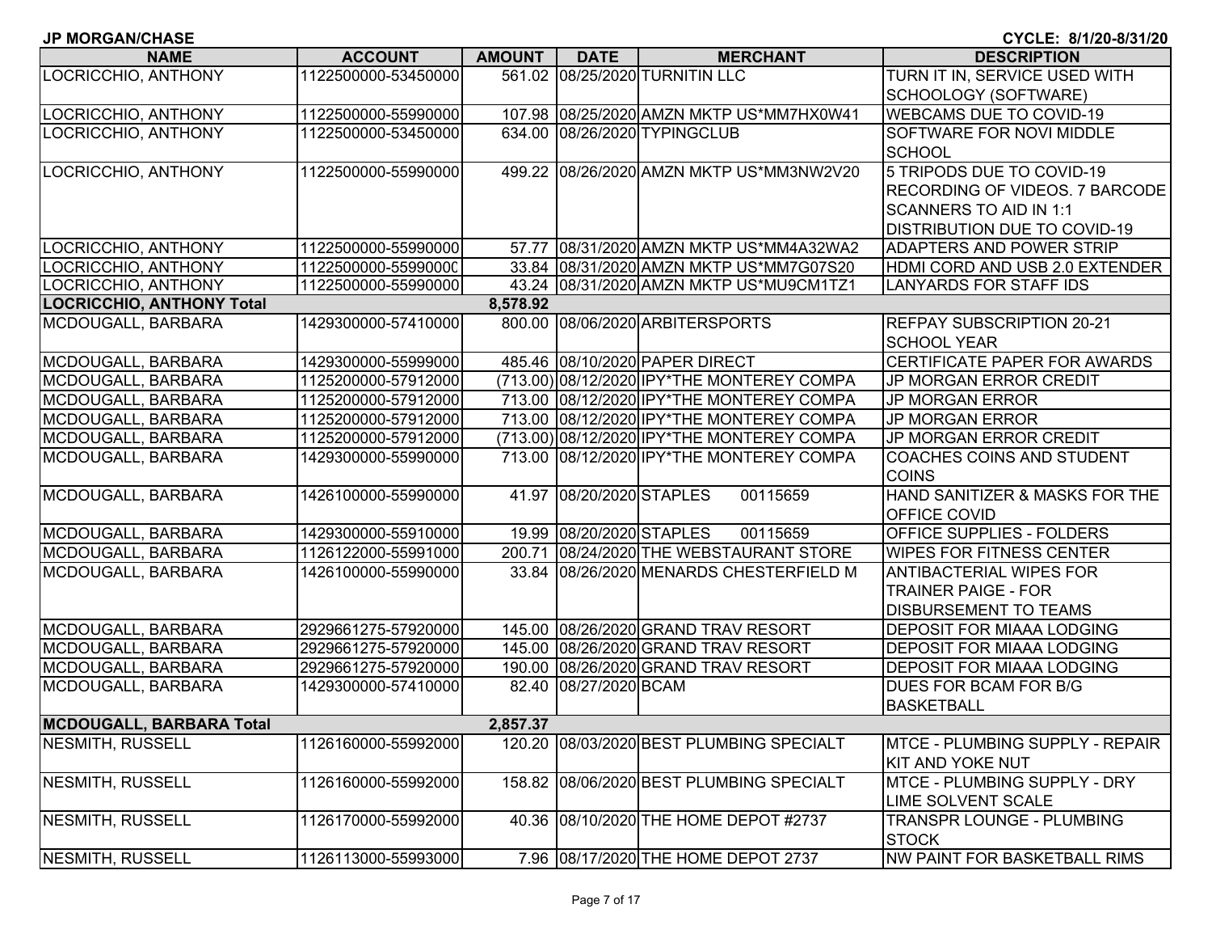JP MORGAN/CHASE

CYCLE: 8/1/20-8/31/20

| NAME | ACCOUNT | AMOUNT | DATE | MERCHANT | DESCRIPTION |
|---|---|---|---|---|---|
| LOCRICCHIO, ANTHONY | 1122500000-53450000 | 561.02 | 08/25/2020 | TURNITIN LLC | TURN IT IN, SERVICE USED WITH SCHOOLOGY (SOFTWARE) |
| LOCRICCHIO, ANTHONY | 1122500000-55990000 | 107.98 | 08/25/2020 | AMZN MKTP US*MM7HX0W41 | WEBCAMS DUE TO COVID-19 |
| LOCRICCHIO, ANTHONY | 1122500000-53450000 | 634.00 | 08/26/2020 | TYPINGCLUB | SOFTWARE FOR NOVI MIDDLE SCHOOL |
| LOCRICCHIO, ANTHONY | 1122500000-55990000 | 499.22 | 08/26/2020 | AMZN MKTP US*MM3NW2V20 | 5 TRIPODS DUE TO COVID-19 RECORDING OF VIDEOS. 7 BARCODE SCANNERS TO AID IN 1:1 DISTRIBUTION DUE TO COVID-19 |
| LOCRICCHIO, ANTHONY | 1122500000-55990000 | 57.77 | 08/31/2020 | AMZN MKTP US*MM4A32WA2 | ADAPTERS AND POWER STRIP |
| LOCRICCHIO, ANTHONY | 1122500000-55990000 | 33.84 | 08/31/2020 | AMZN MKTP US*MM7G07S20 | HDMI CORD AND USB 2.0 EXTENDER |
| LOCRICCHIO, ANTHONY | 1122500000-55990000 | 43.24 | 08/31/2020 | AMZN MKTP US*MU9CM1TZ1 | LANYARDS FOR STAFF IDS |
| **LOCRICCHIO, ANTHONY Total** | | **8,578.92** | | | |
| MCDOUGALL, BARBARA | 1429300000-57410000 | 800.00 | 08/06/2020 | ARBITERSPORTS | REFPAY SUBSCRIPTION 20-21 SCHOOL YEAR |
| MCDOUGALL, BARBARA | 1429300000-55999000 | 485.46 | 08/10/2020 | PAPER DIRECT | CERTIFICATE PAPER FOR AWARDS |
| MCDOUGALL, BARBARA | 1125200000-57912000 | (713.00) | 08/12/2020 | IPY*THE MONTEREY COMPA | JP MORGAN ERROR CREDIT |
| MCDOUGALL, BARBARA | 1125200000-57912000 | 713.00 | 08/12/2020 | IPY*THE MONTEREY COMPA | JP MORGAN ERROR |
| MCDOUGALL, BARBARA | 1125200000-57912000 | 713.00 | 08/12/2020 | IPY*THE MONTEREY COMPA | JP MORGAN ERROR |
| MCDOUGALL, BARBARA | 1125200000-57912000 | (713.00) | 08/12/2020 | IPY*THE MONTEREY COMPA | JP MORGAN ERROR CREDIT |
| MCDOUGALL, BARBARA | 1429300000-55990000 | 713.00 | 08/12/2020 | IPY*THE MONTEREY COMPA | COACHES COINS AND STUDENT COINS |
| MCDOUGALL, BARBARA | 1426100000-55990000 | 41.97 | 08/20/2020 | STAPLES 00115659 | HAND SANITIZER & MASKS FOR THE OFFICE COVID |
| MCDOUGALL, BARBARA | 1429300000-55910000 | 19.99 | 08/20/2020 | STAPLES 00115659 | OFFICE SUPPLIES - FOLDERS |
| MCDOUGALL, BARBARA | 1126122000-55991000 | 200.71 | 08/24/2020 | THE WEBSTAURANT STORE | WIPES FOR FITNESS CENTER |
| MCDOUGALL, BARBARA | 1426100000-55990000 | 33.84 | 08/26/2020 | MENARDS CHESTERFIELD M | ANTIBACTERIAL WIPES FOR TRAINER PAIGE - FOR DISBURSEMENT TO TEAMS |
| MCDOUGALL, BARBARA | 2929661275-57920000 | 145.00 | 08/26/2020 | GRAND TRAV RESORT | DEPOSIT FOR MIAAA LODGING |
| MCDOUGALL, BARBARA | 2929661275-57920000 | 145.00 | 08/26/2020 | GRAND TRAV RESORT | DEPOSIT FOR MIAAA LODGING |
| MCDOUGALL, BARBARA | 2929661275-57920000 | 190.00 | 08/26/2020 | GRAND TRAV RESORT | DEPOSIT FOR MIAAA LODGING |
| MCDOUGALL, BARBARA | 1429300000-57410000 | 82.40 | 08/27/2020 | BCAM | DUES FOR BCAM FOR B/G BASKETBALL |
| **MCDOUGALL, BARBARA Total** | | **2,857.37** | | | |
| NESMITH, RUSSELL | 1126160000-55992000 | 120.20 | 08/03/2020 | BEST PLUMBING SPECIALT | MTCE - PLUMBING SUPPLY - REPAIR KIT AND YOKE NUT |
| NESMITH, RUSSELL | 1126160000-55992000 | 158.82 | 08/06/2020 | BEST PLUMBING SPECIALT | MTCE - PLUMBING SUPPLY - DRY LIME SOLVENT SCALE |
| NESMITH, RUSSELL | 1126170000-55992000 | 40.36 | 08/10/2020 | THE HOME DEPOT #2737 | TRANSPR LOUNGE - PLUMBING STOCK |
| NESMITH, RUSSELL | 1126113000-55993000 | 7.96 | 08/17/2020 | THE HOME DEPOT 2737 | NW PAINT FOR BASKETBALL RIMS |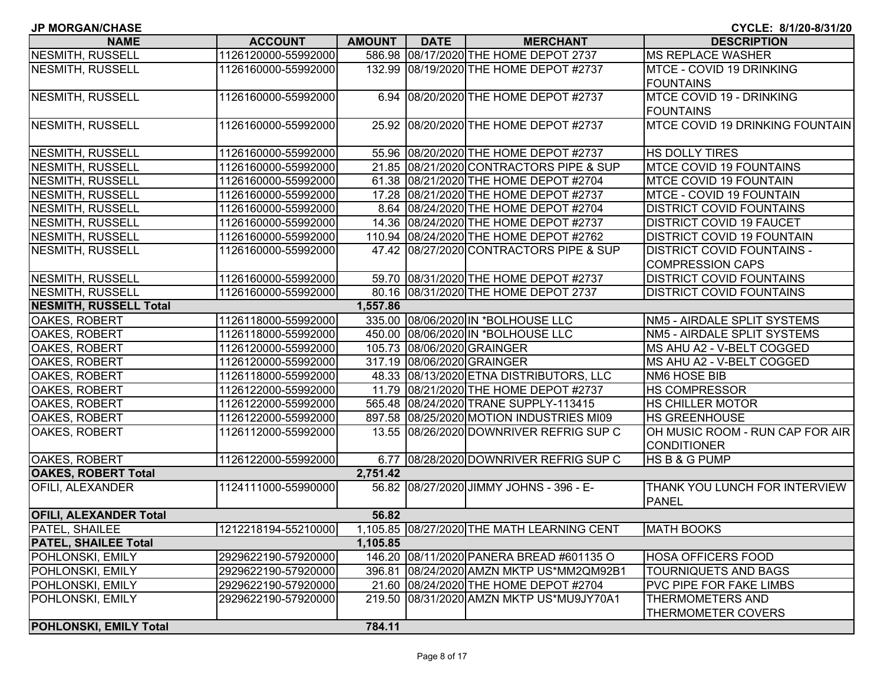**JP MORGAN/CHASE** | **CYCLE: 8/1/20-8/31/20**

| NAME | ACCOUNT | AMOUNT | DATE | MERCHANT | DESCRIPTION |
|---|---|---|---|---|---|
| NESMITH, RUSSELL | 1126120000-55992000 | 586.98 | 08/17/2020 | THE HOME DEPOT 2737 | MS REPLACE WASHER |
| NESMITH, RUSSELL | 1126160000-55992000 | 132.99 | 08/19/2020 | THE HOME DEPOT #2737 | MTCE - COVID 19 DRINKING FOUNTAINS |
| NESMITH, RUSSELL | 1126160000-55992000 | 6.94 | 08/20/2020 | THE HOME DEPOT #2737 | MTCE COVID 19 - DRINKING FOUNTAINS |
| NESMITH, RUSSELL | 1126160000-55992000 | 25.92 | 08/20/2020 | THE HOME DEPOT #2737 | MTCE COVID 19 DRINKING FOUNTAIN |
| NESMITH, RUSSELL | 1126160000-55992000 | 55.96 | 08/20/2020 | THE HOME DEPOT #2737 | HS DOLLY TIRES |
| NESMITH, RUSSELL | 1126160000-55992000 | 21.85 | 08/21/2020 | CONTRACTORS PIPE & SUP | MTCE COVID 19 FOUNTAINS |
| NESMITH, RUSSELL | 1126160000-55992000 | 61.38 | 08/21/2020 | THE HOME DEPOT #2704 | MTCE COVID 19 FOUNTAIN |
| NESMITH, RUSSELL | 1126160000-55992000 | 17.28 | 08/21/2020 | THE HOME DEPOT #2737 | MTCE - COVID 19 FOUNTAIN |
| NESMITH, RUSSELL | 1126160000-55992000 | 8.64 | 08/24/2020 | THE HOME DEPOT #2704 | DISTRICT COVID FOUNTAINS |
| NESMITH, RUSSELL | 1126160000-55992000 | 14.36 | 08/24/2020 | THE HOME DEPOT #2737 | DISTRICT COVID 19 FAUCET |
| NESMITH, RUSSELL | 1126160000-55992000 | 110.94 | 08/24/2020 | THE HOME DEPOT #2762 | DISTRICT COVID 19 FOUNTAIN |
| NESMITH, RUSSELL | 1126160000-55992000 | 47.42 | 08/27/2020 | CONTRACTORS PIPE & SUP | DISTRICT COVID FOUNTAINS - COMPRESSION CAPS |
| NESMITH, RUSSELL | 1126160000-55992000 | 59.70 | 08/31/2020 | THE HOME DEPOT #2737 | DISTRICT COVID FOUNTAINS |
| NESMITH, RUSSELL | 1126160000-55992000 | 80.16 | 08/31/2020 | THE HOME DEPOT 2737 | DISTRICT COVID FOUNTAINS |
| **NESMITH, RUSSELL Total** | | **1,557.86** | | | |
| OAKES, ROBERT | 1126118000-55992000 | 335.00 | 08/06/2020 | IN *BOLHOUSE LLC | NM5 - AIRDALE SPLIT SYSTEMS |
| OAKES, ROBERT | 1126118000-55992000 | 450.00 | 08/06/2020 | IN *BOLHOUSE LLC | NM5 - AIRDALE SPLIT SYSTEMS |
| OAKES, ROBERT | 1126120000-55992000 | 105.73 | 08/06/2020 | GRAINGER | MS AHU A2 - V-BELT COGGED |
| OAKES, ROBERT | 1126120000-55992000 | 317.19 | 08/06/2020 | GRAINGER | MS AHU A2 - V-BELT COGGED |
| OAKES, ROBERT | 1126118000-55992000 | 48.33 | 08/13/2020 | ETNA DISTRIBUTORS, LLC | NM6 HOSE BIB |
| OAKES, ROBERT | 1126122000-55992000 | 11.79 | 08/21/2020 | THE HOME DEPOT #2737 | HS COMPRESSOR |
| OAKES, ROBERT | 1126122000-55992000 | 565.48 | 08/24/2020 | TRANE SUPPLY-113415 | HS CHILLER MOTOR |
| OAKES, ROBERT | 1126122000-55992000 | 897.58 | 08/25/2020 | MOTION INDUSTRIES MI09 | HS GREENHOUSE |
| OAKES, ROBERT | 1126112000-55992000 | 13.55 | 08/26/2020 | DOWNRIVER REFRIG SUP C | OH MUSIC ROOM - RUN CAP FOR AIR CONDITIONER |
| OAKES, ROBERT | 1126122000-55992000 | 6.77 | 08/28/2020 | DOWNRIVER REFRIG SUP C | HS B & G PUMP |
| **OAKES, ROBERT Total** | | **2,751.42** | | | |
| OFILI, ALEXANDER | 1124111000-55990000 | 56.82 | 08/27/2020 | JIMMY JOHNS - 396 - E- | THANK YOU LUNCH FOR INTERVIEW PANEL |
| **OFILI, ALEXANDER Total** | | **56.82** | | | |
| PATEL, SHAILEE | 1212218194-55210000 | 1,105.85 | 08/27/2020 | THE MATH LEARNING CENT | MATH BOOKS |
| **PATEL, SHAILEE Total** | | **1,105.85** | | | |
| POHLONSKI, EMILY | 2929622190-57920000 | 146.20 | 08/11/2020 | PANERA BREAD #601135 O | HOSA OFFICERS FOOD |
| POHLONSKI, EMILY | 2929622190-57920000 | 396.81 | 08/24/2020 | AMZN MKTP US*MM2QM92B1 | TOURNIQUETS AND BAGS |
| POHLONSKI, EMILY | 2929622190-57920000 | 21.60 | 08/24/2020 | THE HOME DEPOT #2704 | PVC PIPE FOR FAKE LIMBS |
| POHLONSKI, EMILY | 2929622190-57920000 | 219.50 | 08/31/2020 | AMZN MKTP US*MU9JY70A1 | THERMOMETERS AND THERMOMETER COVERS |
| **POHLONSKI, EMILY Total** | | **784.11** | | | |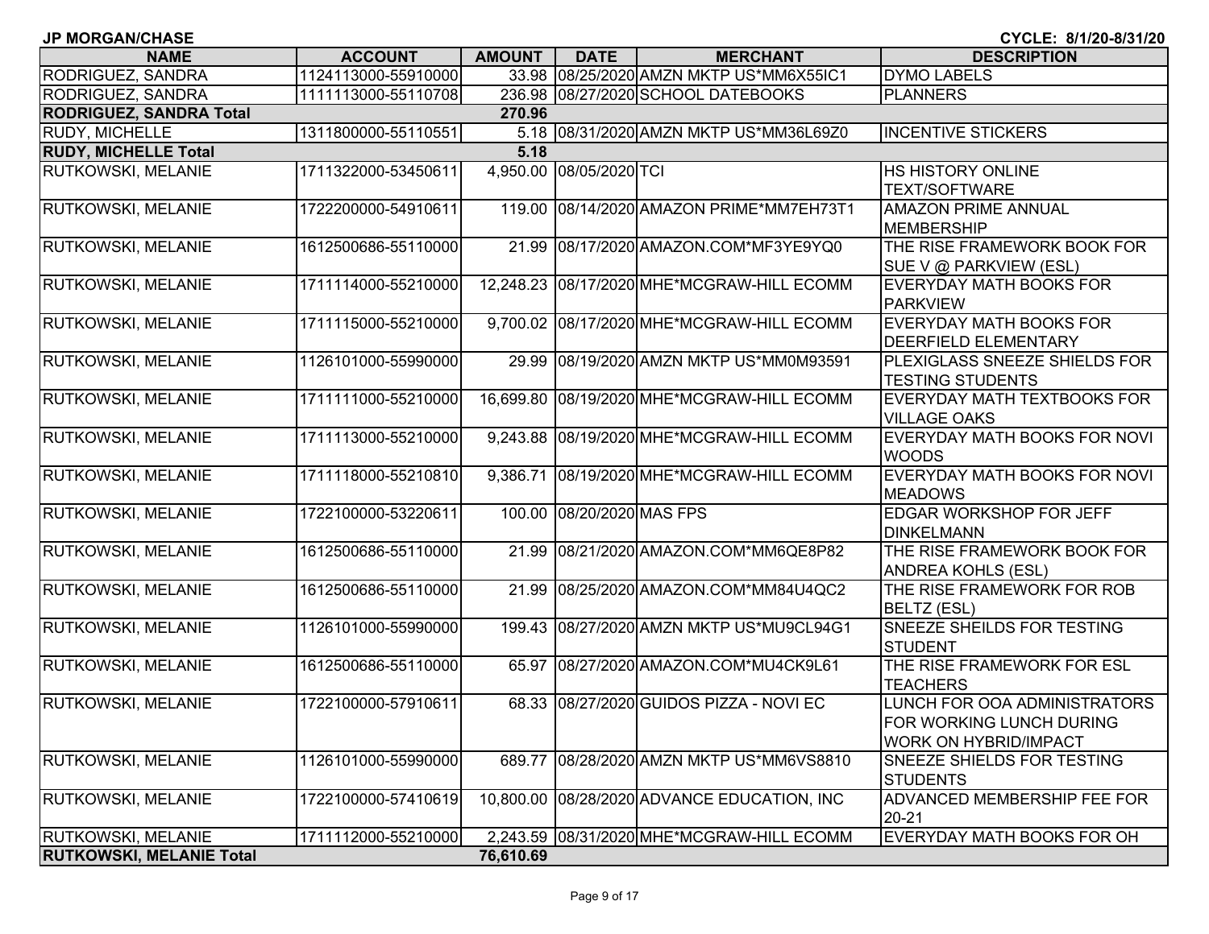JP MORGAN/CHASE CYCLE: 8/1/20-8/31/20

| NAME | ACCOUNT | AMOUNT | DATE | MERCHANT | DESCRIPTION |
|---|---|---|---|---|---|
| RODRIGUEZ, SANDRA | 1124113000-55910000 | 33.98 | 08/25/2020 | AMZN MKTP US*MM6X55IC1 | DYMO LABELS |
| RODRIGUEZ, SANDRA | 1111113000-55110708 | 236.98 | 08/27/2020 | SCHOOL DATEBOOKS | PLANNERS |
| **RODRIGUEZ, SANDRA Total** | | **270.96** | | | |
| RUDY, MICHELLE | 1311800000-55110551 | 5.18 | 08/31/2020 | AMZN MKTP US*MM36L69Z0 | INCENTIVE STICKERS |
| **RUDY, MICHELLE Total** | | **5.18** | | | |
| RUTKOWSKI, MELANIE | 1711322000-53450611 | 4,950.00 | 08/05/2020 | TCI | HS HISTORY ONLINE TEXT/SOFTWARE |
| RUTKOWSKI, MELANIE | 1722200000-54910611 | 119.00 | 08/14/2020 | AMAZON PRIME*MM7EH73T1 | AMAZON PRIME ANNUAL MEMBERSHIP |
| RUTKOWSKI, MELANIE | 1612500686-55110000 | 21.99 | 08/17/2020 | AMAZON.COM*MF3YE9YQ0 | THE RISE FRAMEWORK BOOK FOR SUE V @ PARKVIEW (ESL) |
| RUTKOWSKI, MELANIE | 1711114000-55210000 | 12,248.23 | 08/17/2020 | MHE*MCGRAW-HILL ECOMM | EVERYDAY MATH BOOKS FOR PARKVIEW |
| RUTKOWSKI, MELANIE | 1711115000-55210000 | 9,700.02 | 08/17/2020 | MHE*MCGRAW-HILL ECOMM | EVERYDAY MATH BOOKS FOR DEERFIELD ELEMENTARY |
| RUTKOWSKI, MELANIE | 1126101000-55990000 | 29.99 | 08/19/2020 | AMZN MKTP US*MM0M93591 | PLEXIGLASS SNEEZE SHIELDS FOR TESTING STUDENTS |
| RUTKOWSKI, MELANIE | 1711111000-55210000 | 16,699.80 | 08/19/2020 | MHE*MCGRAW-HILL ECOMM | EVERYDAY MATH TEXTBOOKS FOR VILLAGE OAKS |
| RUTKOWSKI, MELANIE | 1711113000-55210000 | 9,243.88 | 08/19/2020 | MHE*MCGRAW-HILL ECOMM | EVERYDAY MATH BOOKS FOR NOVI WOODS |
| RUTKOWSKI, MELANIE | 1711118000-55210810 | 9,386.71 | 08/19/2020 | MHE*MCGRAW-HILL ECOMM | EVERYDAY MATH BOOKS FOR NOVI MEADOWS |
| RUTKOWSKI, MELANIE | 1722100000-53220611 | 100.00 | 08/20/2020 | MAS FPS | EDGAR WORKSHOP FOR JEFF DINKELMANN |
| RUTKOWSKI, MELANIE | 1612500686-55110000 | 21.99 | 08/21/2020 | AMAZON.COM*MM6QE8P82 | THE RISE FRAMEWORK BOOK FOR ANDREA KOHLS (ESL) |
| RUTKOWSKI, MELANIE | 1612500686-55110000 | 21.99 | 08/25/2020 | AMAZON.COM*MM84U4QC2 | THE RISE FRAMEWORK FOR ROB BELTZ (ESL) |
| RUTKOWSKI, MELANIE | 1126101000-55990000 | 199.43 | 08/27/2020 | AMZN MKTP US*MU9CL94G1 | SNEEZE SHEILDS FOR TESTING STUDENT |
| RUTKOWSKI, MELANIE | 1612500686-55110000 | 65.97 | 08/27/2020 | AMAZON.COM*MU4CK9L61 | THE RISE FRAMEWORK FOR ESL TEACHERS |
| RUTKOWSKI, MELANIE | 1722100000-57910611 | 68.33 | 08/27/2020 | GUIDOS PIZZA - NOVI EC | LUNCH FOR OOA ADMINISTRATORS FOR WORKING LUNCH DURING WORK ON HYBRID/IMPACT |
| RUTKOWSKI, MELANIE | 1126101000-55990000 | 689.77 | 08/28/2020 | AMZN MKTP US*MM6VS8810 | SNEEZE SHIELDS FOR TESTING STUDENTS |
| RUTKOWSKI, MELANIE | 1722100000-57410619 | 10,800.00 | 08/28/2020 | ADVANCE EDUCATION, INC | ADVANCED MEMBERSHIP FEE FOR 20-21 |
| RUTKOWSKI, MELANIE | 1711112000-55210000 | 2,243.59 | 08/31/2020 | MHE*MCGRAW-HILL ECOMM | EVERYDAY MATH BOOKS FOR OH |
| **RUTKOWSKI, MELANIE Total** | | **76,610.69** | | | |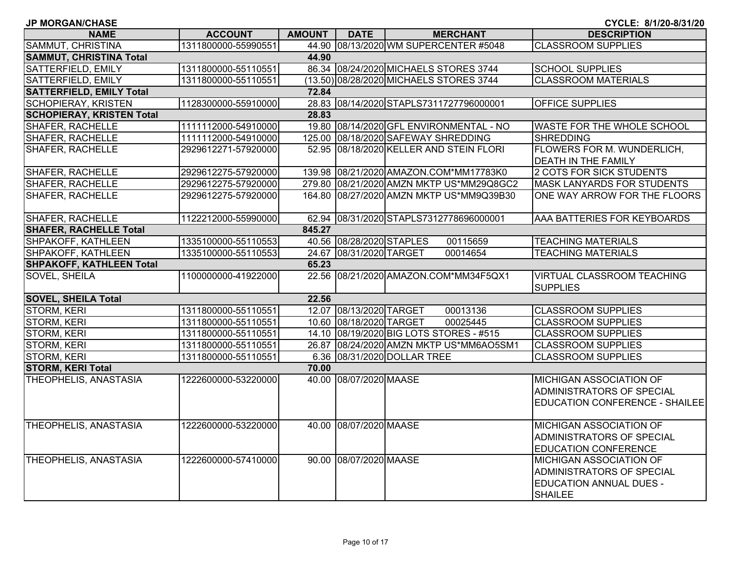JP MORGAN/CHASE CYCLE: 8/1/20-8/31/20

| NAME | ACCOUNT | AMOUNT | DATE | MERCHANT | DESCRIPTION |
|---|---|---|---|---|---|
| SAMMUT, CHRISTINA | 1311800000-55990551 | 44.90 | 08/13/2020 | WM SUPERCENTER #5048 | CLASSROOM SUPPLIES |
| **SAMMUT, CHRISTINA Total** | | **44.90** | | | |
| SATTERFIELD, EMILY | 1311800000-55110551 | 86.34 | 08/24/2020 | MICHAELS STORES 3744 | SCHOOL SUPPLIES |
| SATTERFIELD, EMILY | 1311800000-55110551 | (13.50) | 08/28/2020 | MICHAELS STORES 3744 | CLASSROOM MATERIALS |
| **SATTERFIELD, EMILY Total** | | **72.84** | | | |
| SCHOPIERAY, KRISTEN | 1128300000-55910000 | 28.83 | 08/14/2020 | STAPLS7311727796000001 | OFFICE SUPPLIES |
| **SCHOPIERAY, KRISTEN Total** | | **28.83** | | | |
| SHAFER, RACHELLE | 1111112000-54910000 | 19.80 | 08/14/2020 | GFL ENVIRONMENTAL - NO | WASTE FOR THE WHOLE SCHOOL |
| SHAFER, RACHELLE | 1111112000-54910000 | 125.00 | 08/18/2020 | SAFEWAY SHREDDING | SHREDDING |
| SHAFER, RACHELLE | 2929612271-57920000 | 52.95 | 08/18/2020 | KELLER AND STEIN FLORI | FLOWERS FOR M. WUNDERLICH, DEATH IN THE FAMILY |
| SHAFER, RACHELLE | 2929612275-57920000 | 139.98 | 08/21/2020 | AMAZON.COM*MM17783K0 | 2 COTS FOR SICK STUDENTS |
| SHAFER, RACHELLE | 2929612275-57920000 | 279.80 | 08/21/2020 | AMZN MKTP US*MM29Q8GC2 | MASK LANYARDS FOR STUDENTS |
| SHAFER, RACHELLE | 2929612275-57920000 | 164.80 | 08/27/2020 | AMZN MKTP US*MM9Q39B30 | ONE WAY ARROW FOR THE FLOORS |
| SHAFER, RACHELLE | 1122212000-55990000 | 62.94 | 08/31/2020 | STAPLS7312778696000001 | AAA BATTERIES FOR KEYBOARDS |
| **SHAFER, RACHELLE Total** | | **845.27** | | | |
| SHPAKOFF, KATHLEEN | 1335100000-55110553 | 40.56 | 08/28/2020 | STAPLES 00115659 | TEACHING MATERIALS |
| SHPAKOFF, KATHLEEN | 1335100000-55110553 | 24.67 | 08/31/2020 | TARGET 00014654 | TEACHING MATERIALS |
| **SHPAKOFF, KATHLEEN Total** | | **65.23** | | | |
| SOVEL, SHEILA | 1100000000-41922000 | 22.56 | 08/21/2020 | AMAZON.COM*MM34F5QX1 | VIRTUAL CLASSROOM TEACHING SUPPLIES |
| **SOVEL, SHEILA Total** | | **22.56** | | | |
| STORM, KERI | 1311800000-55110551 | 12.07 | 08/13/2020 | TARGET 00013136 | CLASSROOM SUPPLIES |
| STORM, KERI | 1311800000-55110551 | 10.60 | 08/18/2020 | TARGET 00025445 | CLASSROOM SUPPLIES |
| STORM, KERI | 1311800000-55110551 | 14.10 | 08/19/2020 | BIG LOTS STORES - #515 | CLASSROOM SUPPLIES |
| STORM, KERI | 1311800000-55110551 | 26.87 | 08/24/2020 | AMZN MKTP US*MM6AO5SM1 | CLASSROOM SUPPLIES |
| STORM, KERI | 1311800000-55110551 | 6.36 | 08/31/2020 | DOLLAR TREE | CLASSROOM SUPPLIES |
| **STORM, KERI Total** | | **70.00** | | | |
| THEOPHELIS, ANASTASIA | 1222600000-53220000 | 40.00 | 08/07/2020 | MAASE | MICHIGAN ASSOCIATION OF ADMINISTRATORS OF SPECIAL EDUCATION CONFERENCE - SHAILEE |
| THEOPHELIS, ANASTASIA | 1222600000-53220000 | 40.00 | 08/07/2020 | MAASE | MICHIGAN ASSOCIATION OF ADMINISTRATORS OF SPECIAL EDUCATION CONFERENCE |
| THEOPHELIS, ANASTASIA | 1222600000-57410000 | 90.00 | 08/07/2020 | MAASE | MICHIGAN ASSOCIATION OF ADMINISTRATORS OF SPECIAL EDUCATION ANNUAL DUES - SHAILEE |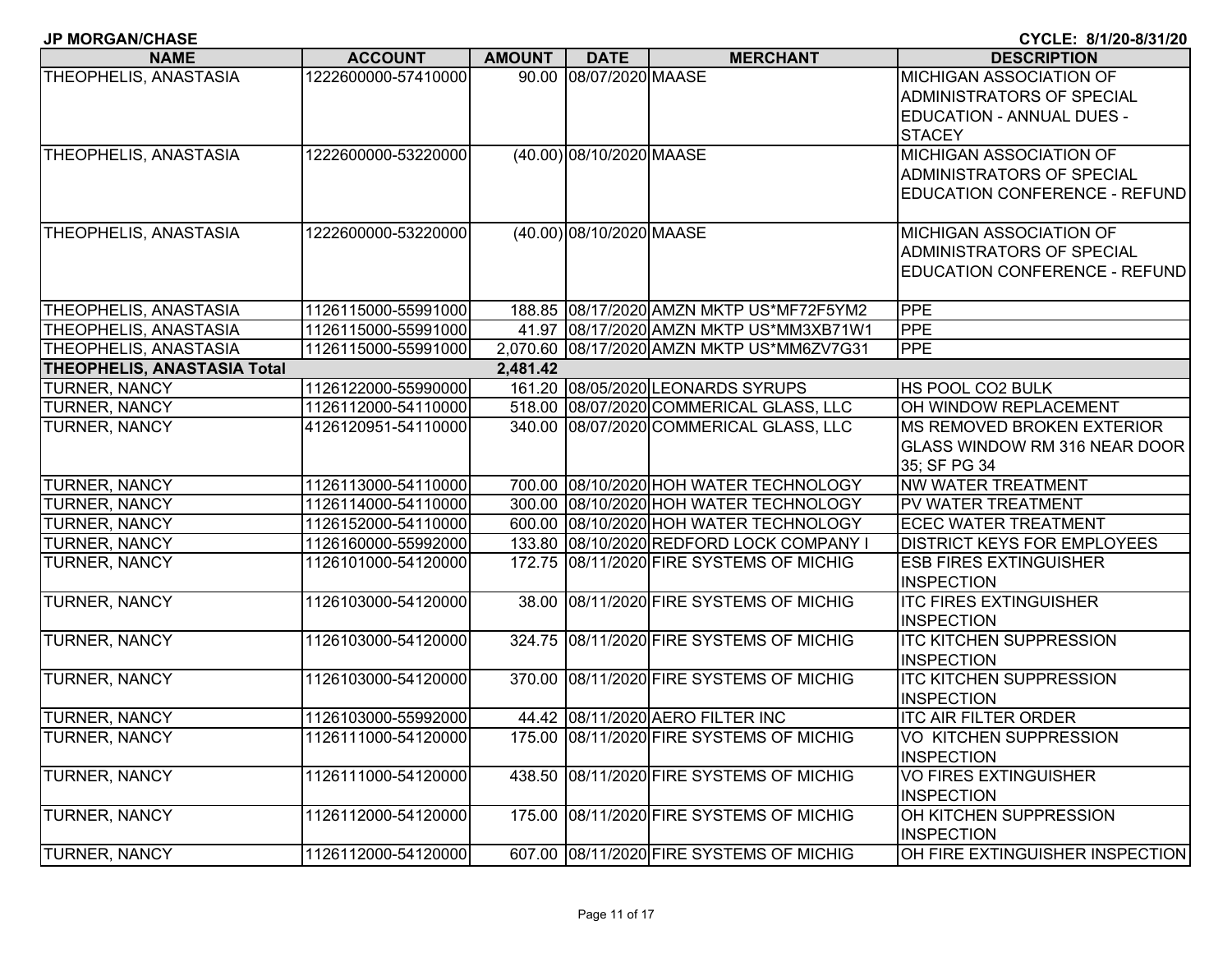**JP MORGAN/CHASE** **CYCLE: 8/1/20-8/31/20**

| NAME | ACCOUNT | AMOUNT | DATE | MERCHANT | DESCRIPTION |
|---|---|---|---|---|---|
| THEOPHELIS, ANASTASIA | 1222600000-57410000 | 90.00 | 08/07/2020 | MAASE | MICHIGAN ASSOCIATION OF ADMINISTRATORS OF SPECIAL EDUCATION - ANNUAL DUES - STACEY |
| THEOPHELIS, ANASTASIA | 1222600000-53220000 | (40.00) | 08/10/2020 | MAASE | MICHIGAN ASSOCIATION OF ADMINISTRATORS OF SPECIAL EDUCATION CONFERENCE - REFUND |
| THEOPHELIS, ANASTASIA | 1222600000-53220000 | (40.00) | 08/10/2020 | MAASE | MICHIGAN ASSOCIATION OF ADMINISTRATORS OF SPECIAL EDUCATION CONFERENCE - REFUND |
| THEOPHELIS, ANASTASIA | 1126115000-55991000 | 188.85 | 08/17/2020 | AMZN MKTP US*MF72F5YM2 | PPE |
| THEOPHELIS, ANASTASIA | 1126115000-55991000 | 41.97 | 08/17/2020 | AMZN MKTP US*MM3XB71W1 | PPE |
| THEOPHELIS, ANASTASIA | 1126115000-55991000 | 2,070.60 | 08/17/2020 | AMZN MKTP US*MM6ZV7G31 | PPE |
| **THEOPHELIS, ANASTASIA Total** | | **2,481.42** | | | |
| TURNER, NANCY | 1126122000-55990000 | 161.20 | 08/05/2020 | LEONARDS SYRUPS | HS POOL CO2 BULK |
| TURNER, NANCY | 1126112000-54110000 | 518.00 | 08/07/2020 | COMMERICAL GLASS, LLC | OH WINDOW REPLACEMENT |
| TURNER, NANCY | 4126120951-54110000 | 340.00 | 08/07/2020 | COMMERICAL GLASS, LLC | MS REMOVED BROKEN EXTERIOR GLASS WINDOW RM 316 NEAR DOOR 35; SF PG 34 |
| TURNER, NANCY | 1126113000-54110000 | 700.00 | 08/10/2020 | HOH WATER TECHNOLOGY | NW WATER TREATMENT |
| TURNER, NANCY | 1126114000-54110000 | 300.00 | 08/10/2020 | HOH WATER TECHNOLOGY | PV WATER TREATMENT |
| TURNER, NANCY | 1126152000-54110000 | 600.00 | 08/10/2020 | HOH WATER TECHNOLOGY | ECEC WATER TREATMENT |
| TURNER, NANCY | 1126160000-55992000 | 133.80 | 08/10/2020 | REDFORD LOCK COMPANY I | DISTRICT KEYS FOR EMPLOYEES |
| TURNER, NANCY | 1126101000-54120000 | 172.75 | 08/11/2020 | FIRE SYSTEMS OF MICHIG | ESB FIRES EXTINGUISHER INSPECTION |
| TURNER, NANCY | 1126103000-54120000 | 38.00 | 08/11/2020 | FIRE SYSTEMS OF MICHIG | ITC FIRES EXTINGUISHER INSPECTION |
| TURNER, NANCY | 1126103000-54120000 | 324.75 | 08/11/2020 | FIRE SYSTEMS OF MICHIG | ITC KITCHEN SUPPRESSION INSPECTION |
| TURNER, NANCY | 1126103000-54120000 | 370.00 | 08/11/2020 | FIRE SYSTEMS OF MICHIG | ITC KITCHEN SUPPRESSION INSPECTION |
| TURNER, NANCY | 1126103000-55992000 | 44.42 | 08/11/2020 | AERO FILTER INC | ITC AIR FILTER ORDER |
| TURNER, NANCY | 1126111000-54120000 | 175.00 | 08/11/2020 | FIRE SYSTEMS OF MICHIG | VO KITCHEN SUPPRESSION INSPECTION |
| TURNER, NANCY | 1126111000-54120000 | 438.50 | 08/11/2020 | FIRE SYSTEMS OF MICHIG | VO FIRES EXTINGUISHER INSPECTION |
| TURNER, NANCY | 1126112000-54120000 | 175.00 | 08/11/2020 | FIRE SYSTEMS OF MICHIG | OH KITCHEN SUPPRESSION INSPECTION |
| TURNER, NANCY | 1126112000-54120000 | 607.00 | 08/11/2020 | FIRE SYSTEMS OF MICHIG | OH FIRE EXTINGUISHER INSPECTION |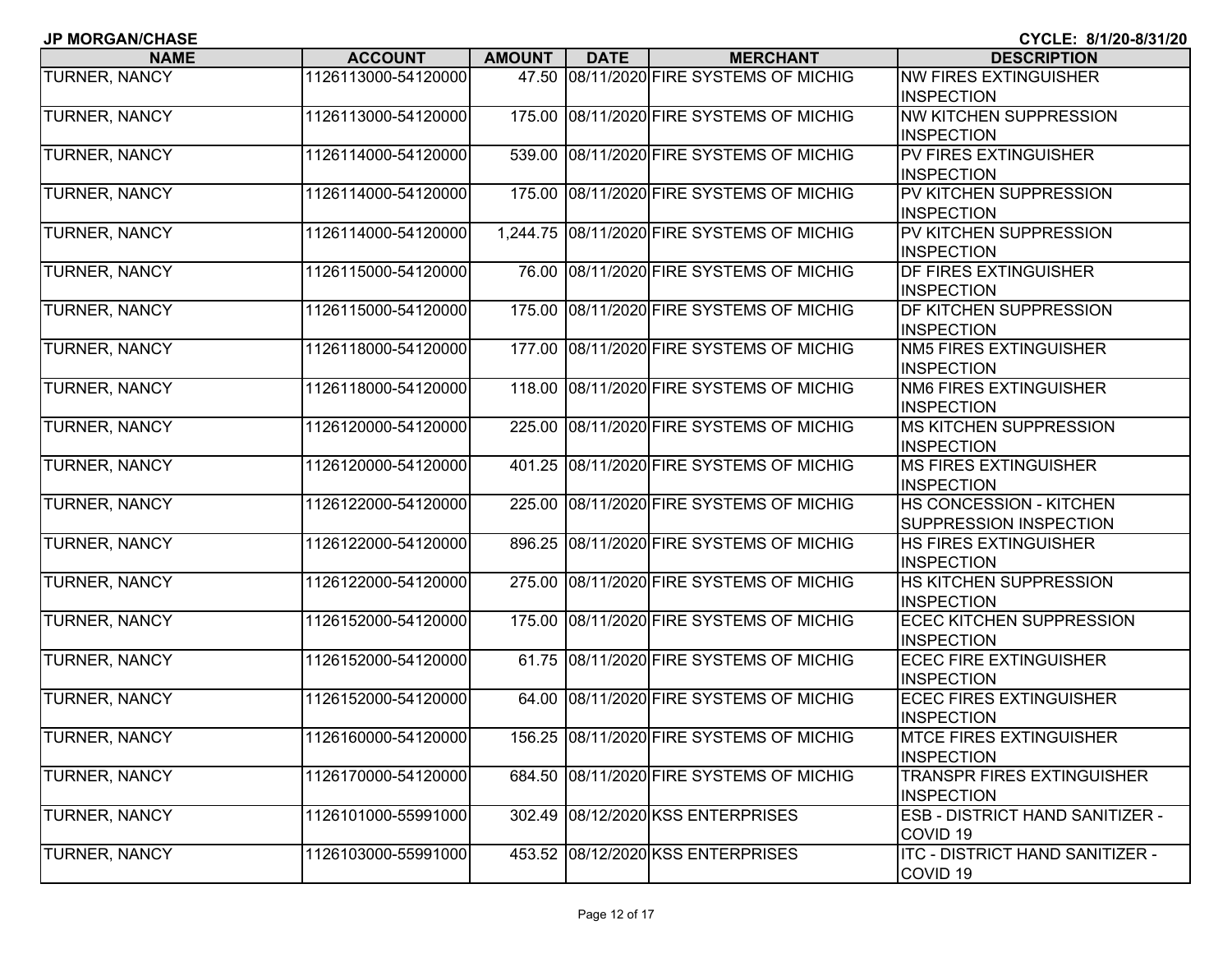**JP MORGAN/CHASE** **CYCLE: 8/1/20-8/31/20**

| NAME | ACCOUNT | AMOUNT | DATE | MERCHANT | DESCRIPTION |
|---|---|---|---|---|---|
| TURNER, NANCY | 1126113000-54120000 | 47.50 | 08/11/2020 | FIRE SYSTEMS OF MICHIG | NW FIRES EXTINGUISHER INSPECTION |
| TURNER, NANCY | 1126113000-54120000 | 175.00 | 08/11/2020 | FIRE SYSTEMS OF MICHIG | NW KITCHEN SUPPRESSION INSPECTION |
| TURNER, NANCY | 1126114000-54120000 | 539.00 | 08/11/2020 | FIRE SYSTEMS OF MICHIG | PV FIRES EXTINGUISHER INSPECTION |
| TURNER, NANCY | 1126114000-54120000 | 175.00 | 08/11/2020 | FIRE SYSTEMS OF MICHIG | PV KITCHEN SUPPRESSION INSPECTION |
| TURNER, NANCY | 1126114000-54120000 | 1,244.75 | 08/11/2020 | FIRE SYSTEMS OF MICHIG | PV KITCHEN SUPPRESSION INSPECTION |
| TURNER, NANCY | 1126115000-54120000 | 76.00 | 08/11/2020 | FIRE SYSTEMS OF MICHIG | DF FIRES EXTINGUISHER INSPECTION |
| TURNER, NANCY | 1126115000-54120000 | 175.00 | 08/11/2020 | FIRE SYSTEMS OF MICHIG | DF KITCHEN SUPPRESSION INSPECTION |
| TURNER, NANCY | 1126118000-54120000 | 177.00 | 08/11/2020 | FIRE SYSTEMS OF MICHIG | NM5 FIRES EXTINGUISHER INSPECTION |
| TURNER, NANCY | 1126118000-54120000 | 118.00 | 08/11/2020 | FIRE SYSTEMS OF MICHIG | NM6 FIRES EXTINGUISHER INSPECTION |
| TURNER, NANCY | 1126120000-54120000 | 225.00 | 08/11/2020 | FIRE SYSTEMS OF MICHIG | MS KITCHEN SUPPRESSION INSPECTION |
| TURNER, NANCY | 1126120000-54120000 | 401.25 | 08/11/2020 | FIRE SYSTEMS OF MICHIG | MS FIRES EXTINGUISHER INSPECTION |
| TURNER, NANCY | 1126122000-54120000 | 225.00 | 08/11/2020 | FIRE SYSTEMS OF MICHIG | HS CONCESSION - KITCHEN SUPPRESSION INSPECTION |
| TURNER, NANCY | 1126122000-54120000 | 896.25 | 08/11/2020 | FIRE SYSTEMS OF MICHIG | HS FIRES EXTINGUISHER INSPECTION |
| TURNER, NANCY | 1126122000-54120000 | 275.00 | 08/11/2020 | FIRE SYSTEMS OF MICHIG | HS KITCHEN SUPPRESSION INSPECTION |
| TURNER, NANCY | 1126152000-54120000 | 175.00 | 08/11/2020 | FIRE SYSTEMS OF MICHIG | ECEC KITCHEN SUPPRESSION INSPECTION |
| TURNER, NANCY | 1126152000-54120000 | 61.75 | 08/11/2020 | FIRE SYSTEMS OF MICHIG | ECEC FIRE EXTINGUISHER INSPECTION |
| TURNER, NANCY | 1126152000-54120000 | 64.00 | 08/11/2020 | FIRE SYSTEMS OF MICHIG | ECEC FIRES EXTINGUISHER INSPECTION |
| TURNER, NANCY | 1126160000-54120000 | 156.25 | 08/11/2020 | FIRE SYSTEMS OF MICHIG | MTCE FIRES EXTINGUISHER INSPECTION |
| TURNER, NANCY | 1126170000-54120000 | 684.50 | 08/11/2020 | FIRE SYSTEMS OF MICHIG | TRANSPR FIRES EXTINGUISHER INSPECTION |
| TURNER, NANCY | 1126101000-55991000 | 302.49 | 08/12/2020 | KSS ENTERPRISES | ESB - DISTRICT HAND SANITIZER - COVID 19 |
| TURNER, NANCY | 1126103000-55991000 | 453.52 | 08/12/2020 | KSS ENTERPRISES | ITC - DISTRICT HAND SANITIZER - COVID 19 |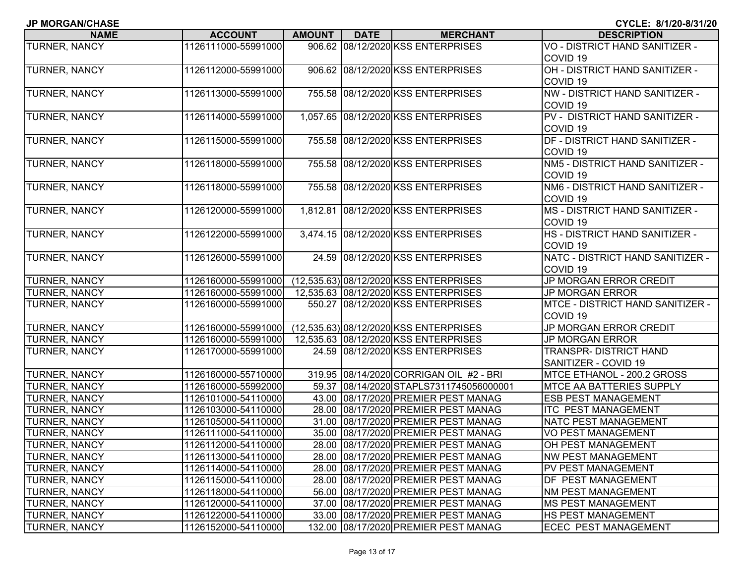**JP MORGAN/CHASE** **CYCLE: 8/1/20-8/31/20**

| NAME | ACCOUNT | AMOUNT | DATE | MERCHANT | DESCRIPTION |
|---|---|---|---|---|---|
| TURNER, NANCY | 1126111000-55991000 | 906.62 | 08/12/2020 | KSS ENTERPRISES | VO - DISTRICT HAND SANITIZER - COVID 19 |
| TURNER, NANCY | 1126112000-55991000 | 906.62 | 08/12/2020 | KSS ENTERPRISES | OH - DISTRICT HAND SANITIZER - COVID 19 |
| TURNER, NANCY | 1126113000-55991000 | 755.58 | 08/12/2020 | KSS ENTERPRISES | NW - DISTRICT HAND SANITIZER - COVID 19 |
| TURNER, NANCY | 1126114000-55991000 | 1,057.65 | 08/12/2020 | KSS ENTERPRISES | PV - DISTRICT HAND SANITIZER - COVID 19 |
| TURNER, NANCY | 1126115000-55991000 | 755.58 | 08/12/2020 | KSS ENTERPRISES | DF - DISTRICT HAND SANITIZER - COVID 19 |
| TURNER, NANCY | 1126118000-55991000 | 755.58 | 08/12/2020 | KSS ENTERPRISES | NM5 - DISTRICT HAND SANITIZER - COVID 19 |
| TURNER, NANCY | 1126118000-55991000 | 755.58 | 08/12/2020 | KSS ENTERPRISES | NM6 - DISTRICT HAND SANITIZER - COVID 19 |
| TURNER, NANCY | 1126120000-55991000 | 1,812.81 | 08/12/2020 | KSS ENTERPRISES | MS - DISTRICT HAND SANITIZER - COVID 19 |
| TURNER, NANCY | 1126122000-55991000 | 3,474.15 | 08/12/2020 | KSS ENTERPRISES | HS - DISTRICT HAND SANITIZER - COVID 19 |
| TURNER, NANCY | 1126126000-55991000 | 24.59 | 08/12/2020 | KSS ENTERPRISES | NATC - DISTRICT HAND SANITIZER - COVID 19 |
| TURNER, NANCY | 1126160000-55991000 | (12,535.63) | 08/12/2020 | KSS ENTERPRISES | JP MORGAN ERROR CREDIT |
| TURNER, NANCY | 1126160000-55991000 | 12,535.63 | 08/12/2020 | KSS ENTERPRISES | JP MORGAN ERROR |
| TURNER, NANCY | 1126160000-55991000 | 550.27 | 08/12/2020 | KSS ENTERPRISES | MTCE - DISTRICT HAND SANITIZER - COVID 19 |
| TURNER, NANCY | 1126160000-55991000 | (12,535.63) | 08/12/2020 | KSS ENTERPRISES | JP MORGAN ERROR CREDIT |
| TURNER, NANCY | 1126160000-55991000 | 12,535.63 | 08/12/2020 | KSS ENTERPRISES | JP MORGAN ERROR |
| TURNER, NANCY | 1126170000-55991000 | 24.59 | 08/12/2020 | KSS ENTERPRISES | TRANSPR- DISTRICT HAND SANITIZER - COVID 19 |
| TURNER, NANCY | 1126160000-55710000 | 319.95 | 08/14/2020 | CORRIGAN OIL #2 - BRI | MTCE ETHANOL - 200.2 GROSS |
| TURNER, NANCY | 1126160000-55992000 | 59.37 | 08/14/2020 | STAPLS7311745056000001 | MTCE AA BATTERIES SUPPLY |
| TURNER, NANCY | 1126101000-54110000 | 43.00 | 08/17/2020 | PREMIER PEST MANAG | ESB PEST MANAGEMENT |
| TURNER, NANCY | 1126103000-54110000 | 28.00 | 08/17/2020 | PREMIER PEST MANAG | ITC PEST MANAGEMENT |
| TURNER, NANCY | 1126105000-54110000 | 31.00 | 08/17/2020 | PREMIER PEST MANAG | NATC PEST MANAGEMENT |
| TURNER, NANCY | 1126111000-54110000 | 35.00 | 08/17/2020 | PREMIER PEST MANAG | VO PEST MANAGEMENT |
| TURNER, NANCY | 1126112000-54110000 | 28.00 | 08/17/2020 | PREMIER PEST MANAG | OH PEST MANAGEMENT |
| TURNER, NANCY | 1126113000-54110000 | 28.00 | 08/17/2020 | PREMIER PEST MANAG | NW PEST MANAGEMENT |
| TURNER, NANCY | 1126114000-54110000 | 28.00 | 08/17/2020 | PREMIER PEST MANAG | PV PEST MANAGEMENT |
| TURNER, NANCY | 1126115000-54110000 | 28.00 | 08/17/2020 | PREMIER PEST MANAG | DF PEST MANAGEMENT |
| TURNER, NANCY | 1126118000-54110000 | 56.00 | 08/17/2020 | PREMIER PEST MANAG | NM PEST MANAGEMENT |
| TURNER, NANCY | 1126120000-54110000 | 37.00 | 08/17/2020 | PREMIER PEST MANAG | MS PEST MANAGEMENT |
| TURNER, NANCY | 1126122000-54110000 | 33.00 | 08/17/2020 | PREMIER PEST MANAG | HS PEST MANAGEMENT |
| TURNER, NANCY | 1126152000-54110000 | 132.00 | 08/17/2020 | PREMIER PEST MANAG | ECEC PEST MANAGEMENT |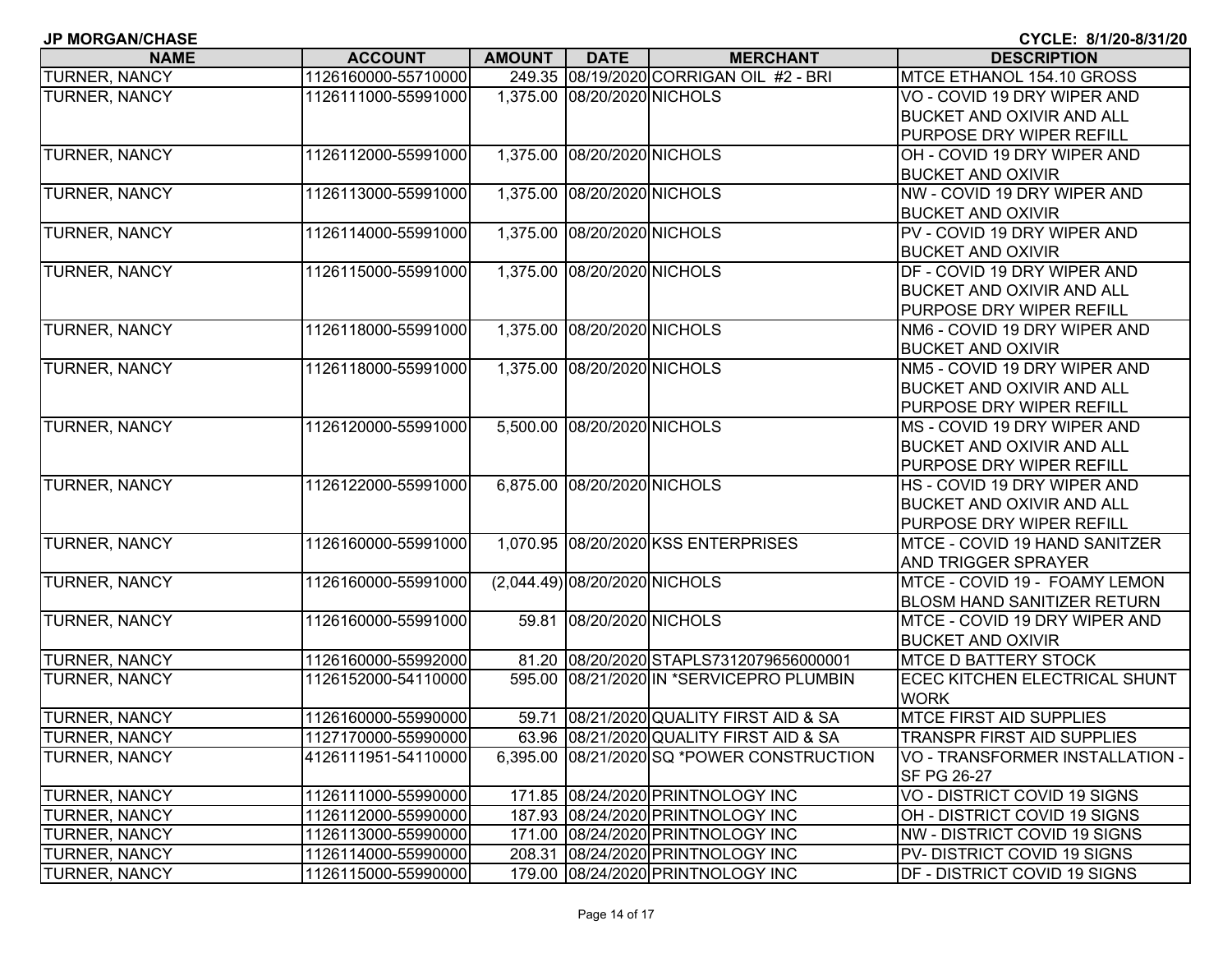**JP MORGAN/CHASE** | **CYCLE: 8/1/20-8/31/20**

| NAME | ACCOUNT | AMOUNT | DATE | MERCHANT | DESCRIPTION |
|---|---|---|---|---|---|
| TURNER, NANCY | 1126160000-55710000 | 249.35 | 08/19/2020 | CORRIGAN OIL #2 - BRI | MTCE ETHANOL 154.10 GROSS |
| TURNER, NANCY | 1126111000-55991000 | 1,375.00 | 08/20/2020 | NICHOLS | VO - COVID 19 DRY WIPER AND BUCKET AND OXIVIR AND ALL PURPOSE DRY WIPER REFILL |
| TURNER, NANCY | 1126112000-55991000 | 1,375.00 | 08/20/2020 | NICHOLS | OH - COVID 19 DRY WIPER AND BUCKET AND OXIVIR |
| TURNER, NANCY | 1126113000-55991000 | 1,375.00 | 08/20/2020 | NICHOLS | NW - COVID 19 DRY WIPER AND BUCKET AND OXIVIR |
| TURNER, NANCY | 1126114000-55991000 | 1,375.00 | 08/20/2020 | NICHOLS | PV - COVID 19 DRY WIPER AND BUCKET AND OXIVIR |
| TURNER, NANCY | 1126115000-55991000 | 1,375.00 | 08/20/2020 | NICHOLS | DF - COVID 19 DRY WIPER AND BUCKET AND OXIVIR AND ALL PURPOSE DRY WIPER REFILL |
| TURNER, NANCY | 1126118000-55991000 | 1,375.00 | 08/20/2020 | NICHOLS | NM6 - COVID 19 DRY WIPER AND BUCKET AND OXIVIR |
| TURNER, NANCY | 1126118000-55991000 | 1,375.00 | 08/20/2020 | NICHOLS | NM5 - COVID 19 DRY WIPER AND BUCKET AND OXIVIR AND ALL PURPOSE DRY WIPER REFILL |
| TURNER, NANCY | 1126120000-55991000 | 5,500.00 | 08/20/2020 | NICHOLS | MS - COVID 19 DRY WIPER AND BUCKET AND OXIVIR AND ALL PURPOSE DRY WIPER REFILL |
| TURNER, NANCY | 1126122000-55991000 | 6,875.00 | 08/20/2020 | NICHOLS | HS - COVID 19 DRY WIPER AND BUCKET AND OXIVIR AND ALL PURPOSE DRY WIPER REFILL |
| TURNER, NANCY | 1126160000-55991000 | 1,070.95 | 08/20/2020 | KSS ENTERPRISES | MTCE - COVID 19 HAND SANITZER AND TRIGGER SPRAYER |
| TURNER, NANCY | 1126160000-55991000 | (2,044.49) | 08/20/2020 | NICHOLS | MTCE - COVID 19 - FOAMY LEMON BLOSM HAND SANITIZER RETURN |
| TURNER, NANCY | 1126160000-55991000 | 59.81 | 08/20/2020 | NICHOLS | MTCE - COVID 19 DRY WIPER AND BUCKET AND OXIVIR |
| TURNER, NANCY | 1126160000-55992000 | 81.20 | 08/20/2020 | STAPLS7312079656000001 | MTCE D BATTERY STOCK |
| TURNER, NANCY | 1126152000-54110000 | 595.00 | 08/21/2020 | IN *SERVICEPRO PLUMBIN | ECEC KITCHEN ELECTRICAL SHUNT WORK |
| TURNER, NANCY | 1126160000-55990000 | 59.71 | 08/21/2020 | QUALITY FIRST AID & SA | MTCE FIRST AID SUPPLIES |
| TURNER, NANCY | 1127170000-55990000 | 63.96 | 08/21/2020 | QUALITY FIRST AID & SA | TRANSPR FIRST AID SUPPLIES |
| TURNER, NANCY | 4126111951-54110000 | 6,395.00 | 08/21/2020 | SQ *POWER CONSTRUCTION | VO - TRANSFORMER INSTALLATION - SF PG 26-27 |
| TURNER, NANCY | 1126111000-55990000 | 171.85 | 08/24/2020 | PRINTNOLOGY INC | VO - DISTRICT COVID 19 SIGNS |
| TURNER, NANCY | 1126112000-55990000 | 187.93 | 08/24/2020 | PRINTNOLOGY INC | OH - DISTRICT COVID 19 SIGNS |
| TURNER, NANCY | 1126113000-55990000 | 171.00 | 08/24/2020 | PRINTNOLOGY INC | NW - DISTRICT COVID 19 SIGNS |
| TURNER, NANCY | 1126114000-55990000 | 208.31 | 08/24/2020 | PRINTNOLOGY INC | PV- DISTRICT COVID 19 SIGNS |
| TURNER, NANCY | 1126115000-55990000 | 179.00 | 08/24/2020 | PRINTNOLOGY INC | DF - DISTRICT COVID 19 SIGNS |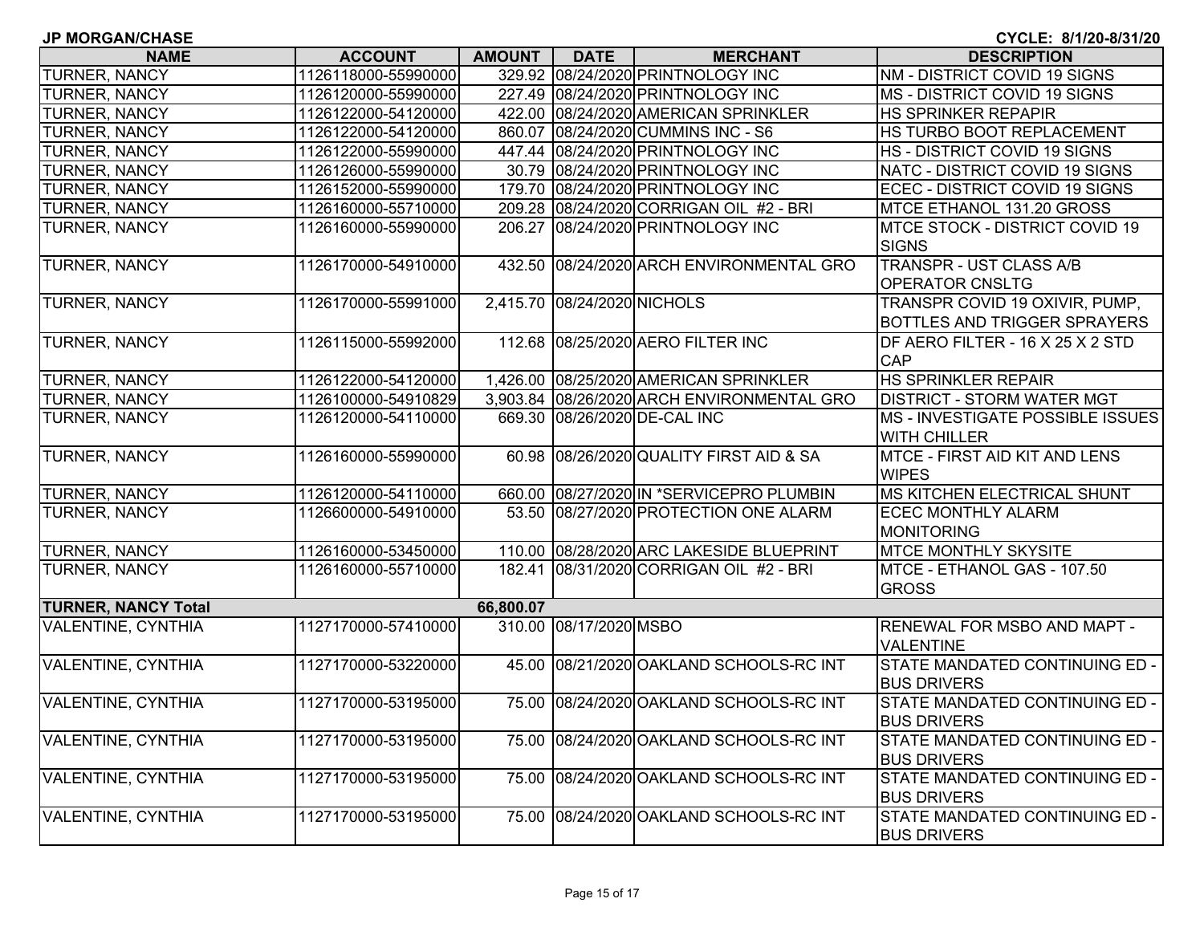**JP MORGAN/CHASE** **CYCLE: 8/1/20-8/31/20**

| NAME | ACCOUNT | AMOUNT | DATE | MERCHANT | DESCRIPTION |
|---|---|---|---|---|---|
| TURNER, NANCY | 1126118000-55990000 | 329.92 | 08/24/2020 | PRINTNOLOGY INC | NM - DISTRICT COVID 19 SIGNS |
| TURNER, NANCY | 1126120000-55990000 | 227.49 | 08/24/2020 | PRINTNOLOGY INC | MS - DISTRICT COVID 19 SIGNS |
| TURNER, NANCY | 1126122000-54120000 | 422.00 | 08/24/2020 | AMERICAN SPRINKLER | HS SPRINKER REPAPIR |
| TURNER, NANCY | 1126122000-54120000 | 860.07 | 08/24/2020 | CUMMINS INC - S6 | HS TURBO BOOT REPLACEMENT |
| TURNER, NANCY | 1126122000-55990000 | 447.44 | 08/24/2020 | PRINTNOLOGY INC | HS - DISTRICT COVID 19 SIGNS |
| TURNER, NANCY | 1126126000-55990000 | 30.79 | 08/24/2020 | PRINTNOLOGY INC | NATC - DISTRICT COVID 19 SIGNS |
| TURNER, NANCY | 1126152000-55990000 | 179.70 | 08/24/2020 | PRINTNOLOGY INC | ECEC - DISTRICT COVID 19 SIGNS |
| TURNER, NANCY | 1126160000-55710000 | 209.28 | 08/24/2020 | CORRIGAN OIL #2 - BRI | MTCE ETHANOL 131.20 GROSS |
| TURNER, NANCY | 1126160000-55990000 | 206.27 | 08/24/2020 | PRINTNOLOGY INC | MTCE STOCK - DISTRICT COVID 19 SIGNS |
| TURNER, NANCY | 1126170000-54910000 | 432.50 | 08/24/2020 | ARCH ENVIRONMENTAL GRO | TRANSPR - UST CLASS A/B OPERATOR CNSLTG |
| TURNER, NANCY | 1126170000-55991000 | 2,415.70 | 08/24/2020 | NICHOLS | TRANSPR COVID 19 OXIVIR, PUMP, BOTTLES AND TRIGGER SPRAYERS |
| TURNER, NANCY | 1126115000-55992000 | 112.68 | 08/25/2020 | AERO FILTER INC | DF AERO FILTER - 16 X 25 X 2 STD CAP |
| TURNER, NANCY | 1126122000-54120000 | 1,426.00 | 08/25/2020 | AMERICAN SPRINKLER | HS SPRINKLER REPAIR |
| TURNER, NANCY | 1126100000-54910829 | 3,903.84 | 08/26/2020 | ARCH ENVIRONMENTAL GRO | DISTRICT - STORM WATER MGT |
| TURNER, NANCY | 1126120000-54110000 | 669.30 | 08/26/2020 | DE-CAL INC | MS - INVESTIGATE POSSIBLE ISSUES WITH CHILLER |
| TURNER, NANCY | 1126160000-55990000 | 60.98 | 08/26/2020 | QUALITY FIRST AID & SA | MTCE - FIRST AID KIT AND LENS WIPES |
| TURNER, NANCY | 1126120000-54110000 | 660.00 | 08/27/2020 | IN *SERVICEPRO PLUMBIN | MS KITCHEN ELECTRICAL SHUNT |
| TURNER, NANCY | 1126600000-54910000 | 53.50 | 08/27/2020 | PROTECTION ONE ALARM | ECEC MONTHLY ALARM MONITORING |
| TURNER, NANCY | 1126160000-53450000 | 110.00 | 08/28/2020 | ARC LAKESIDE BLUEPRINT | MTCE MONTHLY SKYSITE |
| TURNER, NANCY | 1126160000-55710000 | 182.41 | 08/31/2020 | CORRIGAN OIL #2 - BRI | MTCE - ETHANOL GAS - 107.50 GROSS |
| **TURNER, NANCY Total** | | **66,800.07** | | | |
| VALENTINE, CYNTHIA | 1127170000-57410000 | 310.00 | 08/17/2020 | MSBO | RENEWAL FOR MSBO AND MAPT - VALENTINE |
| VALENTINE, CYNTHIA | 1127170000-53220000 | 45.00 | 08/21/2020 | OAKLAND SCHOOLS-RC INT | STATE MANDATED CONTINUING ED - BUS DRIVERS |
| VALENTINE, CYNTHIA | 1127170000-53195000 | 75.00 | 08/24/2020 | OAKLAND SCHOOLS-RC INT | STATE MANDATED CONTINUING ED - BUS DRIVERS |
| VALENTINE, CYNTHIA | 1127170000-53195000 | 75.00 | 08/24/2020 | OAKLAND SCHOOLS-RC INT | STATE MANDATED CONTINUING ED - BUS DRIVERS |
| VALENTINE, CYNTHIA | 1127170000-53195000 | 75.00 | 08/24/2020 | OAKLAND SCHOOLS-RC INT | STATE MANDATED CONTINUING ED - BUS DRIVERS |
| VALENTINE, CYNTHIA | 1127170000-53195000 | 75.00 | 08/24/2020 | OAKLAND SCHOOLS-RC INT | STATE MANDATED CONTINUING ED - BUS DRIVERS |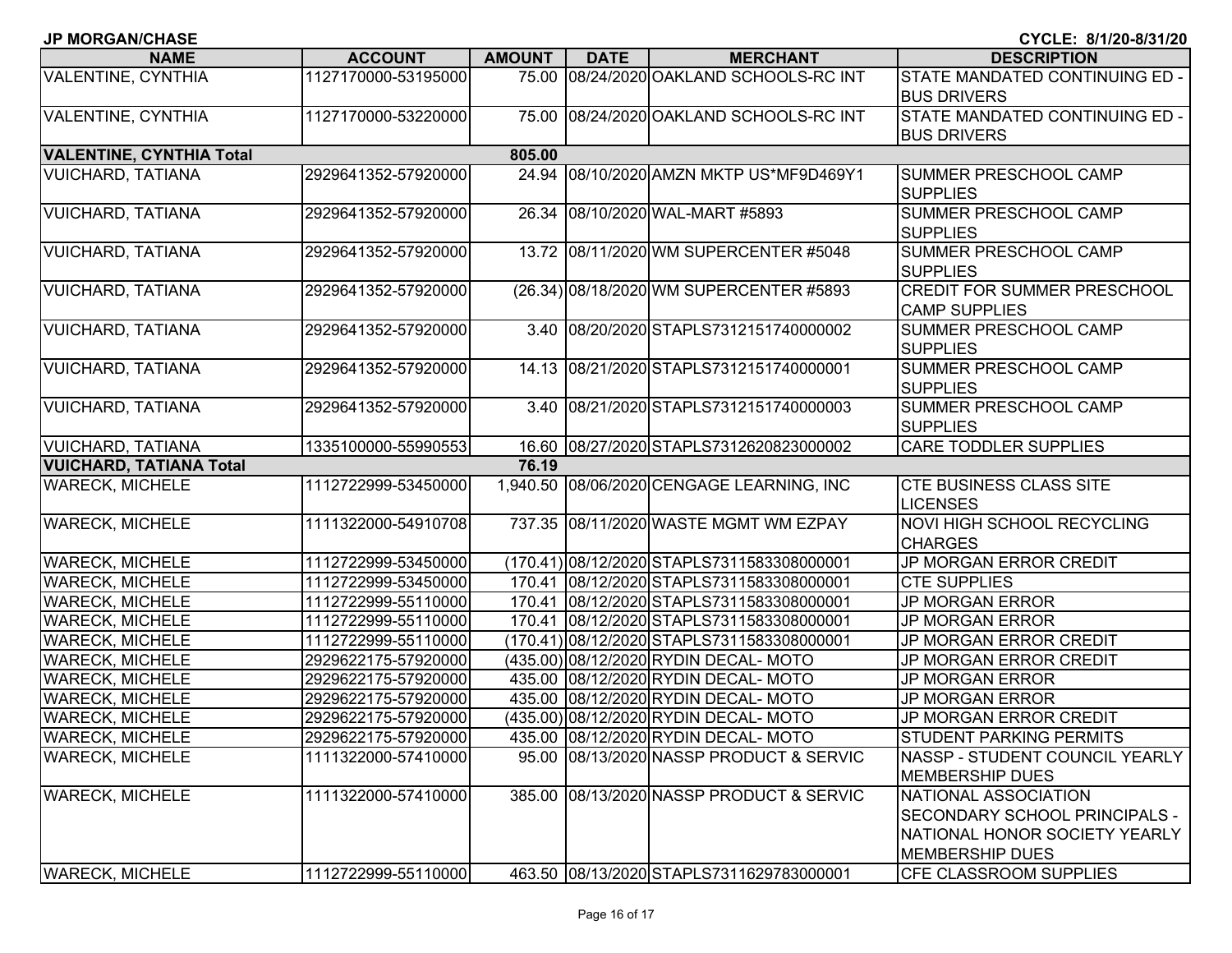**JP MORGAN/CHASE** **CYCLE: 8/1/20-8/31/20**

| NAME | ACCOUNT | AMOUNT | DATE | MERCHANT | DESCRIPTION |
|---|---|---|---|---|---|
| VALENTINE, CYNTHIA | 1127170000-53195000 | 75.00 | 08/24/2020 | OAKLAND SCHOOLS-RC INT | STATE MANDATED CONTINUING ED - BUS DRIVERS |
| VALENTINE, CYNTHIA | 1127170000-53220000 | 75.00 | 08/24/2020 | OAKLAND SCHOOLS-RC INT | STATE MANDATED CONTINUING ED - BUS DRIVERS |
| **VALENTINE, CYNTHIA Total** | | **805.00** | | | |
| VUICHARD, TATIANA | 2929641352-57920000 | 24.94 | 08/10/2020 | AMZN MKTP US*MF9D469Y1 | SUMMER PRESCHOOL CAMP SUPPLIES |
| VUICHARD, TATIANA | 2929641352-57920000 | 26.34 | 08/10/2020 | WAL-MART #5893 | SUMMER PRESCHOOL CAMP SUPPLIES |
| VUICHARD, TATIANA | 2929641352-57920000 | 13.72 | 08/11/2020 | WM SUPERCENTER #5048 | SUMMER PRESCHOOL CAMP SUPPLIES |
| VUICHARD, TATIANA | 2929641352-57920000 | (26.34) | 08/18/2020 | WM SUPERCENTER #5893 | CREDIT FOR SUMMER PRESCHOOL CAMP SUPPLIES |
| VUICHARD, TATIANA | 2929641352-57920000 | 3.40 | 08/20/2020 | STAPLS7312151740000002 | SUMMER PRESCHOOL CAMP SUPPLIES |
| VUICHARD, TATIANA | 2929641352-57920000 | 14.13 | 08/21/2020 | STAPLS7312151740000001 | SUMMER PRESCHOOL CAMP SUPPLIES |
| VUICHARD, TATIANA | 2929641352-57920000 | 3.40 | 08/21/2020 | STAPLS7312151740000003 | SUMMER PRESCHOOL CAMP SUPPLIES |
| VUICHARD, TATIANA | 1335100000-55990553 | 16.60 | 08/27/2020 | STAPLS7312620823000002 | CARE TODDLER SUPPLIES |
| **VUICHARD, TATIANA Total** | | **76.19** | | | |
| WARECK, MICHELE | 1112722999-53450000 | 1,940.50 | 08/06/2020 | CENGAGE LEARNING, INC | CTE BUSINESS CLASS SITE LICENSES |
| WARECK, MICHELE | 1111322000-54910708 | 737.35 | 08/11/2020 | WASTE MGMT WM EZPAY | NOVI HIGH SCHOOL RECYCLING CHARGES |
| WARECK, MICHELE | 1112722999-53450000 | (170.41) | 08/12/2020 | STAPLS7311583308000001 | JP MORGAN ERROR CREDIT |
| WARECK, MICHELE | 1112722999-53450000 | 170.41 | 08/12/2020 | STAPLS7311583308000001 | CTE SUPPLIES |
| WARECK, MICHELE | 1112722999-55110000 | 170.41 | 08/12/2020 | STAPLS7311583308000001 | JP MORGAN ERROR |
| WARECK, MICHELE | 1112722999-55110000 | 170.41 | 08/12/2020 | STAPLS7311583308000001 | JP MORGAN ERROR |
| WARECK, MICHELE | 1112722999-55110000 | (170.41) | 08/12/2020 | STAPLS7311583308000001 | JP MORGAN ERROR CREDIT |
| WARECK, MICHELE | 2929622175-57920000 | (435.00) | 08/12/2020 | RYDIN DECAL- MOTO | JP MORGAN ERROR CREDIT |
| WARECK, MICHELE | 2929622175-57920000 | 435.00 | 08/12/2020 | RYDIN DECAL- MOTO | JP MORGAN ERROR |
| WARECK, MICHELE | 2929622175-57920000 | 435.00 | 08/12/2020 | RYDIN DECAL- MOTO | JP MORGAN ERROR |
| WARECK, MICHELE | 2929622175-57920000 | (435.00) | 08/12/2020 | RYDIN DECAL- MOTO | JP MORGAN ERROR CREDIT |
| WARECK, MICHELE | 2929622175-57920000 | 435.00 | 08/12/2020 | RYDIN DECAL- MOTO | STUDENT PARKING PERMITS |
| WARECK, MICHELE | 1111322000-57410000 | 95.00 | 08/13/2020 | NASSP PRODUCT & SERVIC | NASSP - STUDENT COUNCIL YEARLY MEMBERSHIP DUES |
| WARECK, MICHELE | 1111322000-57410000 | 385.00 | 08/13/2020 | NASSP PRODUCT & SERVIC | NATIONAL ASSOCIATION SECONDARY SCHOOL PRINCIPALS - NATIONAL HONOR SOCIETY YEARLY MEMBERSHIP DUES |
| WARECK, MICHELE | 1112722999-55110000 | 463.50 | 08/13/2020 | STAPLS7311629783000001 | CFE CLASSROOM SUPPLIES |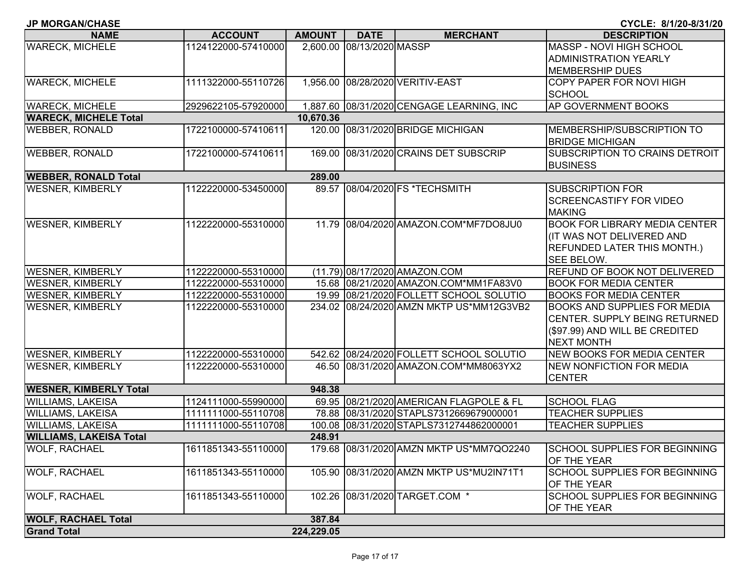**JP MORGAN/CHASE** CYCLE: 8/1/20-8/31/20

| NAME | ACCOUNT | AMOUNT | DATE | MERCHANT | DESCRIPTION |
|---|---|---|---|---|---|
| WARECK, MICHELE | 1124122000-57410000 | 2,600.00 | 08/13/2020 | MASSP | MASSP - NOVI HIGH SCHOOL ADMINISTRATION YEARLY MEMBERSHIP DUES |
| WARECK, MICHELE | 1111322000-55110726 | 1,956.00 | 08/28/2020 | VERITIV-EAST | COPY PAPER FOR NOVI HIGH SCHOOL |
| WARECK, MICHELE | 2929622105-57920000 | 1,887.60 | 08/31/2020 | CENGAGE LEARNING, INC | AP GOVERNMENT BOOKS |
| **WARECK, MICHELE Total** | | **10,670.36** | | | |
| WEBBER, RONALD | 1722100000-57410611 | 120.00 | 08/31/2020 | BRIDGE MICHIGAN | MEMBERSHIP/SUBSCRIPTION TO BRIDGE MICHIGAN |
| WEBBER, RONALD | 1722100000-57410611 | 169.00 | 08/31/2020 | CRAINS DET SUBSCRIP | SUBSCRIPTION TO CRAINS DETROIT BUSINESS |
| **WEBBER, RONALD Total** | | **289.00** | | | |
| WESNER, KIMBERLY | 1122220000-53450000 | 89.57 | 08/04/2020 | FS *TECHSMITH | SUBSCRIPTION FOR SCREENCASTIFY FOR VIDEO MAKING |
| WESNER, KIMBERLY | 1122220000-55310000 | 11.79 | 08/04/2020 | AMAZON.COM*MF7DO8JU0 | BOOK FOR LIBRARY MEDIA CENTER (IT WAS NOT DELIVERED AND REFUNDED LATER THIS MONTH.) SEE BELOW. |
| WESNER, KIMBERLY | 1122220000-55310000 | (11.79) | 08/17/2020 | AMAZON.COM | REFUND OF BOOK NOT DELIVERED |
| WESNER, KIMBERLY | 1122220000-55310000 | 15.68 | 08/21/2020 | AMAZON.COM*MM1FA83V0 | BOOK FOR MEDIA CENTER |
| WESNER, KIMBERLY | 1122220000-55310000 | 19.99 | 08/21/2020 | FOLLETT SCHOOL SOLUTIO | BOOKS FOR MEDIA CENTER |
| WESNER, KIMBERLY | 1122220000-55310000 | 234.02 | 08/24/2020 | AMZN MKTP US*MM12G3VB2 | BOOKS AND SUPPLIES FOR MEDIA CENTER. SUPPLY BEING RETURNED ($97.99) AND WILL BE CREDITED NEXT MONTH |
| WESNER, KIMBERLY | 1122220000-55310000 | 542.62 | 08/24/2020 | FOLLETT SCHOOL SOLUTIO | NEW BOOKS FOR MEDIA CENTER |
| WESNER, KIMBERLY | 1122220000-55310000 | 46.50 | 08/31/2020 | AMAZON.COM*MM8063YX2 | NEW NONFICTION FOR MEDIA CENTER |
| **WESNER, KIMBERLY Total** | | **948.38** | | | |
| WILLIAMS, LAKEISA | 1124111000-55990000 | 69.95 | 08/21/2020 | AMERICAN FLAGPOLE & FL | SCHOOL FLAG |
| WILLIAMS, LAKEISA | 1111111000-55110708 | 78.88 | 08/31/2020 | STAPLS7312669679000001 | TEACHER SUPPLIES |
| WILLIAMS, LAKEISA | 1111111000-55110708 | 100.08 | 08/31/2020 | STAPLS7312744862000001 | TEACHER SUPPLIES |
| **WILLIAMS, LAKEISA Total** | | **248.91** | | | |
| WOLF, RACHAEL | 1611851343-55110000 | 179.68 | 08/31/2020 | AMZN MKTP US*MM7QO2240 | SCHOOL SUPPLIES FOR BEGINNING OF THE YEAR |
| WOLF, RACHAEL | 1611851343-55110000 | 105.90 | 08/31/2020 | AMZN MKTP US*MU2IN71T1 | SCHOOL SUPPLIES FOR BEGINNING OF THE YEAR |
| WOLF, RACHAEL | 1611851343-55110000 | 102.26 | 08/31/2020 | TARGET.COM * | SCHOOL SUPPLIES FOR BEGINNING OF THE YEAR |
| **WOLF, RACHAEL Total** | | **387.84** | | | |
| **Grand Total** | | **224,229.05** | | | |